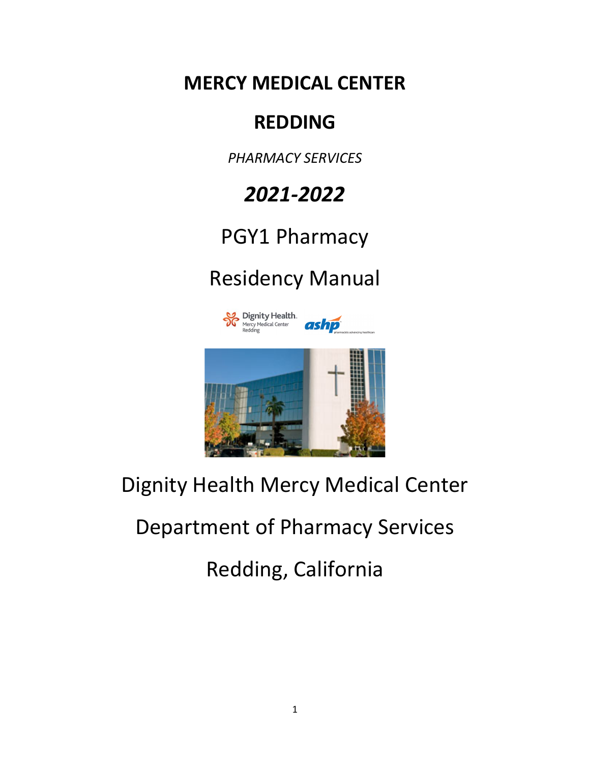# MERCY MEDICAL CENTER

# REDDING

*PHARMACY SERVICES*

## *2021-2022*

PGY1 Pharmacy

Residency Manual

Dignity Health Mercy Medical Center

Department of Pharmacy Services

Redding, California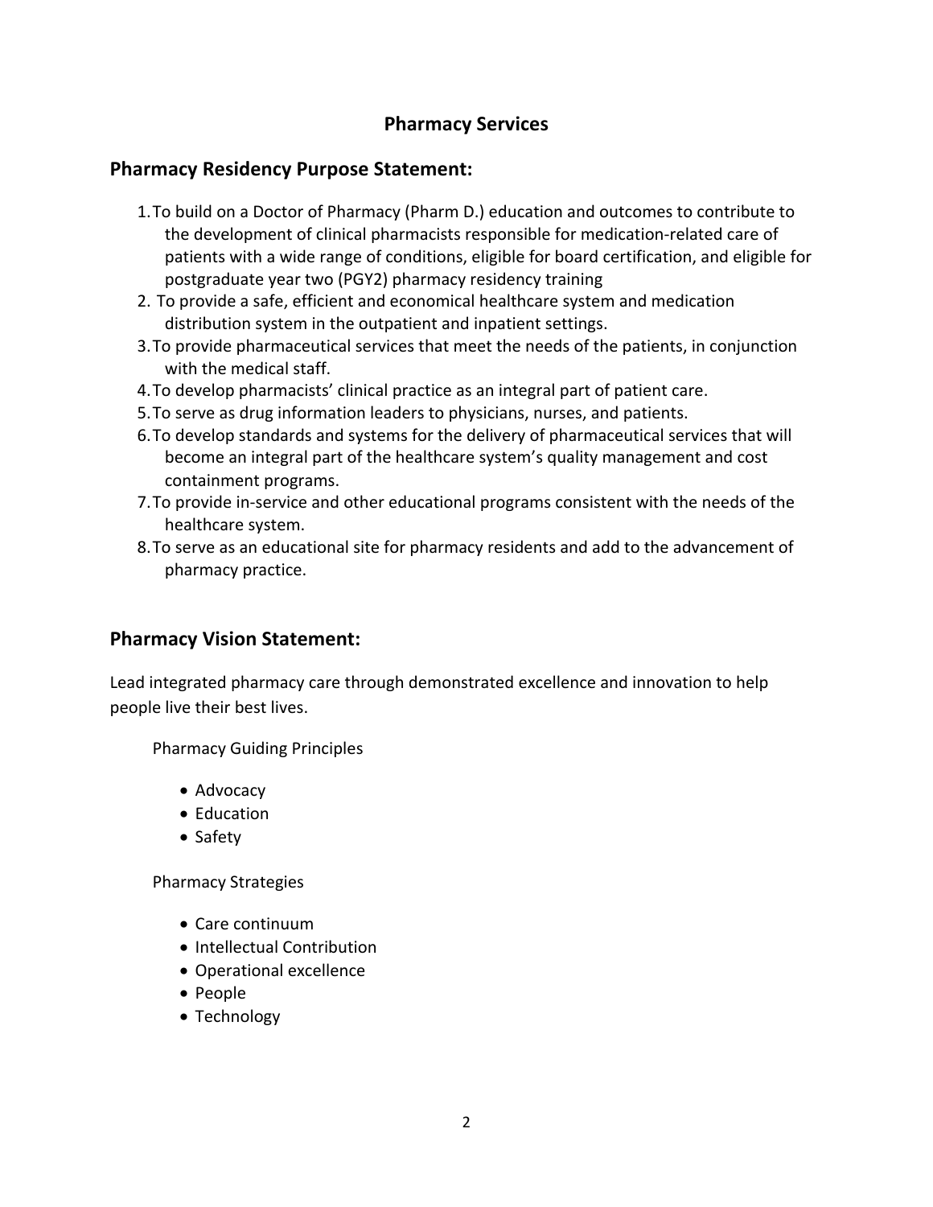# Pharmacy Services

## Pharmacy Residency Purpose Statement:

1. To build on a Doctor of Pharmacy (Pharm D.) education and outcomes to contribute to the development of clinical pharmacists responsible for medication-related care of patients with a wide range of conditions, eligible for board certification, and eligible for postgraduate year two (PGY2) pharmacy residency training
2. To provide a safe, efficient and economical healthcare system and medication distribution system in the outpatient and inpatient settings.
3. To provide pharmaceutical services that meet the needs of the patients, in conjunction with the medical staff.
4. To develop pharmacists' clinical practice as an integral part of patient care.
5. To serve as drug information leaders to physicians, nurses, and patients.
6. To develop standards and systems for the delivery of pharmaceutical services that will become an integral part of the healthcare system's quality management and cost containment programs.
7. To provide in-service and other educational programs consistent with the needs of the healthcare system.
8. To serve as an educational site for pharmacy residents and add to the advancement of pharmacy practice.

## Pharmacy Vision Statement:

Lead integrated pharmacy care through demonstrated excellence and innovation to help people live their best lives.

Pharmacy Guiding Principles

- Advocacy
- Education
- Safety

Pharmacy Strategies

- Care continuum
- Intellectual Contribution
- Operational excellence
- People
- Technology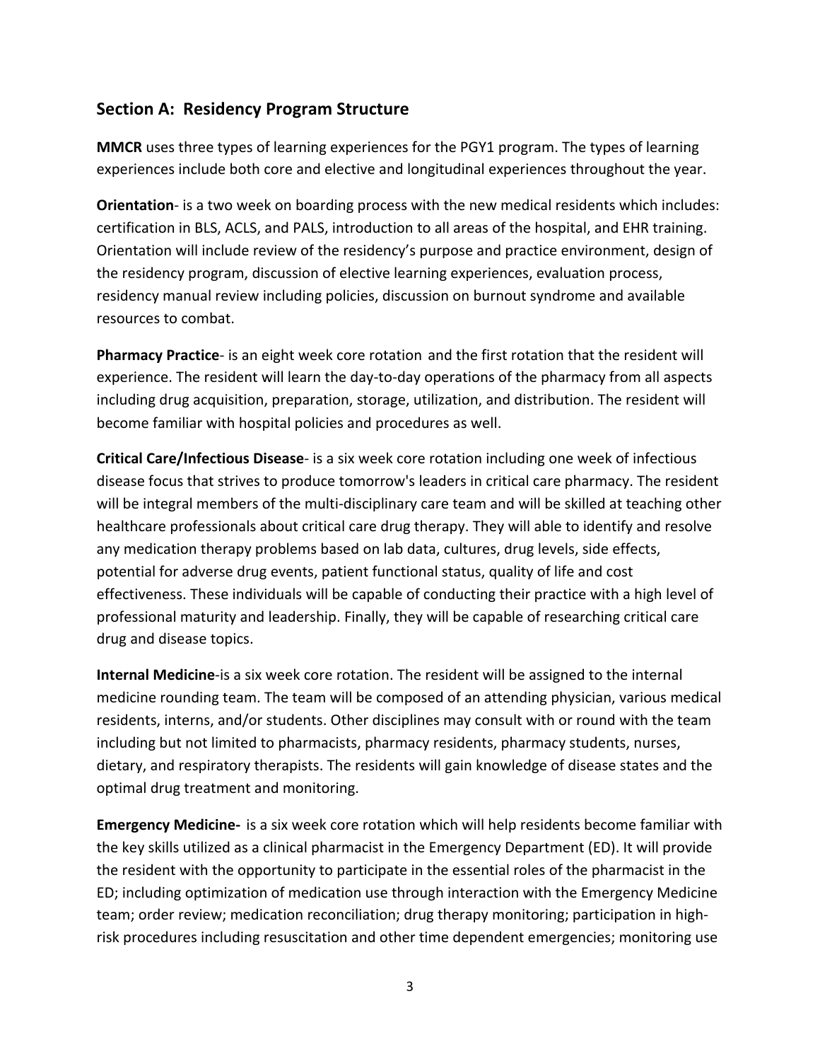## Section A: Residency Program Structure

**MMCR** uses three types of learning experiences for the PGY1 program. The types of learning experiences include both core and elective and longitudinal experiences throughout the year.

**Orientation**- is a two week on boarding process with the new medical residents which includes: certification in BLS, ACLS, and PALS, introduction to all areas of the hospital, and EHR training. Orientation will include review of the residency's purpose and practice environment, design of the residency program, discussion of elective learning experiences, evaluation process, residency manual review including policies, discussion on burnout syndrome and available resources to combat.

**Pharmacy Practice**- is an eight week core rotation and the first rotation that the resident will experience. The resident will learn the day-to-day operations of the pharmacy from all aspects including drug acquisition, preparation, storage, utilization, and distribution. The resident will become familiar with hospital policies and procedures as well.

**Critical Care/Infectious Disease**- is a six week core rotation including one week of infectious disease focus that strives to produce tomorrow's leaders in critical care pharmacy. The resident will be integral members of the multi-disciplinary care team and will be skilled at teaching other healthcare professionals about critical care drug therapy. They will able to identify and resolve any medication therapy problems based on lab data, cultures, drug levels, side effects, potential for adverse drug events, patient functional status, quality of life and cost effectiveness. These individuals will be capable of conducting their practice with a high level of professional maturity and leadership. Finally, they will be capable of researching critical care drug and disease topics.

**Internal Medicine**-is a six week core rotation. The resident will be assigned to the internal medicine rounding team. The team will be composed of an attending physician, various medical residents, interns, and/or students. Other disciplines may consult with or round with the team including but not limited to pharmacists, pharmacy residents, pharmacy students, nurses, dietary, and respiratory therapists. The residents will gain knowledge of disease states and the optimal drug treatment and monitoring.

**Emergency Medicine-** is a six week core rotation which will help residents become familiar with the key skills utilized as a clinical pharmacist in the Emergency Department (ED). It will provide the resident with the opportunity to participate in the essential roles of the pharmacist in the ED; including optimization of medication use through interaction with the Emergency Medicine team; order review; medication reconciliation; drug therapy monitoring; participation in high-risk procedures including resuscitation and other time dependent emergencies; monitoring use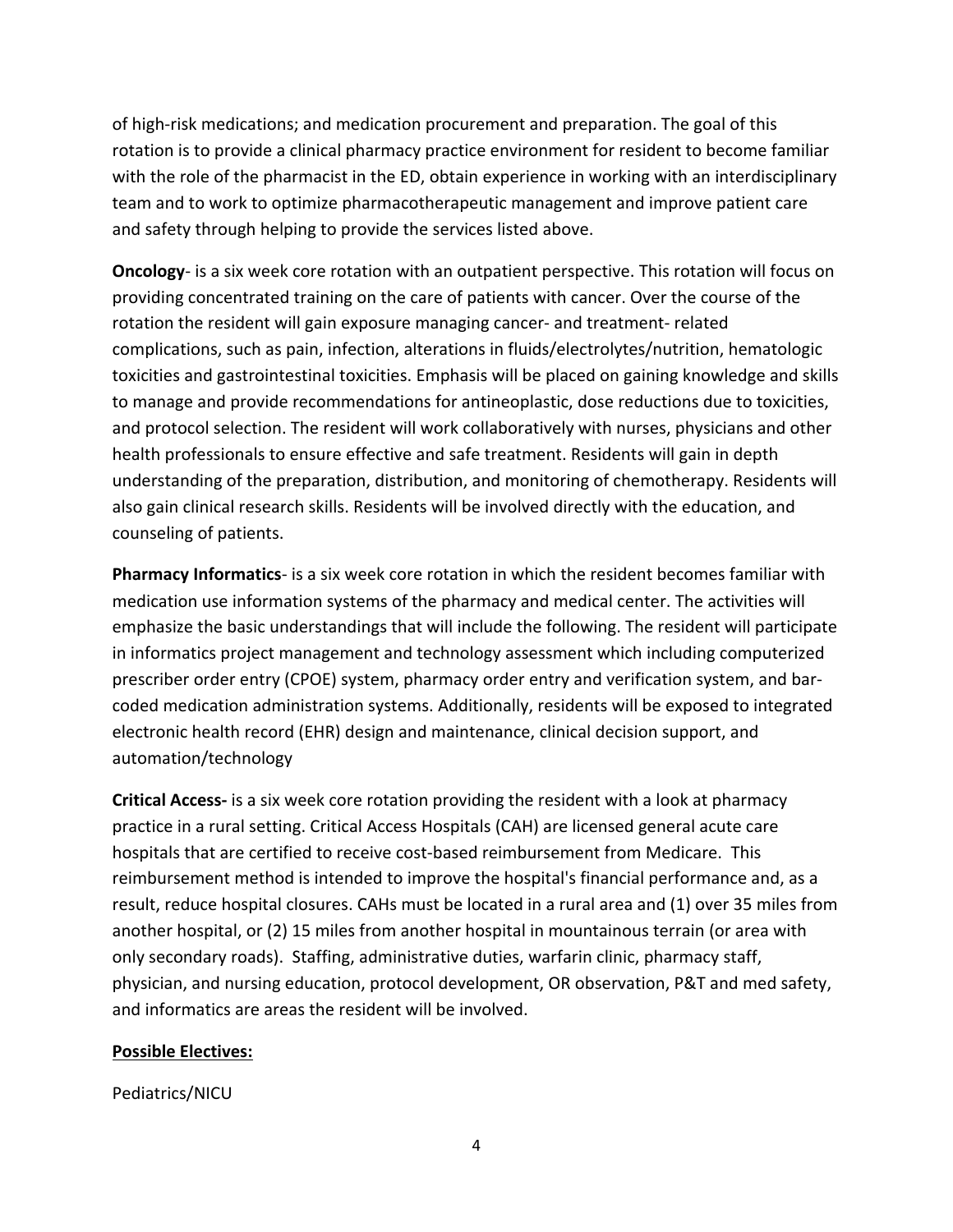of high-risk medications; and medication procurement and preparation. The goal of this rotation is to provide a clinical pharmacy practice environment for resident to become familiar with the role of the pharmacist in the ED, obtain experience in working with an interdisciplinary team and to work to optimize pharmacotherapeutic management and improve patient care and safety through helping to provide the services listed above.

**Oncology**- is a six week core rotation with an outpatient perspective. This rotation will focus on providing concentrated training on the care of patients with cancer. Over the course of the rotation the resident will gain exposure managing cancer- and treatment- related complications, such as pain, infection, alterations in fluids/electrolytes/nutrition, hematologic toxicities and gastrointestinal toxicities. Emphasis will be placed on gaining knowledge and skills to manage and provide recommendations for antineoplastic, dose reductions due to toxicities, and protocol selection. The resident will work collaboratively with nurses, physicians and other health professionals to ensure effective and safe treatment. Residents will gain in depth understanding of the preparation, distribution, and monitoring of chemotherapy. Residents will also gain clinical research skills. Residents will be involved directly with the education, and counseling of patients.

**Pharmacy Informatics**- is a six week core rotation in which the resident becomes familiar with medication use information systems of the pharmacy and medical center. The activities will emphasize the basic understandings that will include the following. The resident will participate in informatics project management and technology assessment which including computerized prescriber order entry (CPOE) system, pharmacy order entry and verification system, and bar-coded medication administration systems. Additionally, residents will be exposed to integrated electronic health record (EHR) design and maintenance, clinical decision support, and automation/technology

**Critical Access-** is a six week core rotation providing the resident with a look at pharmacy practice in a rural setting. Critical Access Hospitals (CAH) are licensed general acute care hospitals that are certified to receive cost-based reimbursement from Medicare. This reimbursement method is intended to improve the hospital's financial performance and, as a result, reduce hospital closures. CAHs must be located in a rural area and (1) over 35 miles from another hospital, or (2) 15 miles from another hospital in mountainous terrain (or area with only secondary roads). Staffing, administrative duties, warfarin clinic, pharmacy staff, physician, and nursing education, protocol development, OR observation, P&T and med safety, and informatics are areas the resident will be involved.

**Possible Electives:**

Pediatrics/NICU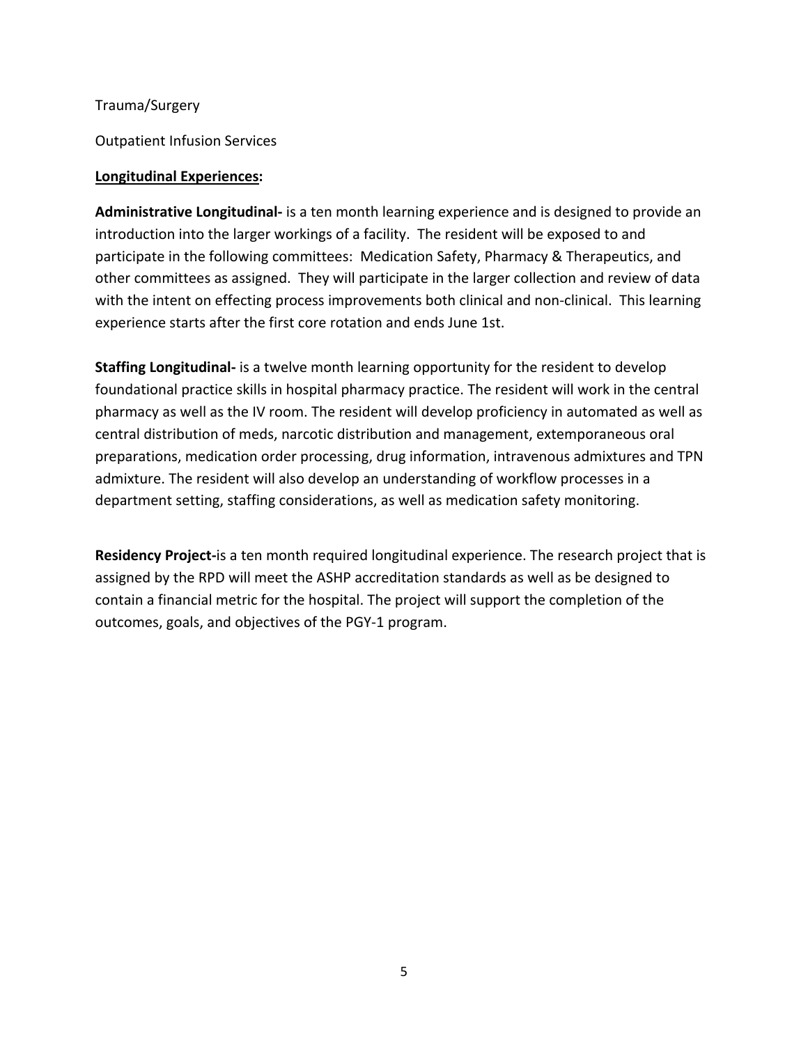Trauma/Surgery

Outpatient Infusion Services

**Longitudinal Experiences:**

**Administrative Longitudinal-** is a ten month learning experience and is designed to provide an introduction into the larger workings of a facility. The resident will be exposed to and participate in the following committees: Medication Safety, Pharmacy & Therapeutics, and other committees as assigned. They will participate in the larger collection and review of data with the intent on effecting process improvements both clinical and non-clinical. This learning experience starts after the first core rotation and ends June 1st.

**Staffing Longitudinal-** is a twelve month learning opportunity for the resident to develop foundational practice skills in hospital pharmacy practice. The resident will work in the central pharmacy as well as the IV room. The resident will develop proficiency in automated as well as central distribution of meds, narcotic distribution and management, extemporaneous oral preparations, medication order processing, drug information, intravenous admixtures and TPN admixture. The resident will also develop an understanding of workflow processes in a department setting, staffing considerations, as well as medication safety monitoring.

**Residency Project-**is a ten month required longitudinal experience. The research project that is assigned by the RPD will meet the ASHP accreditation standards as well as be designed to contain a financial metric for the hospital. The project will support the completion of the outcomes, goals, and objectives of the PGY-1 program.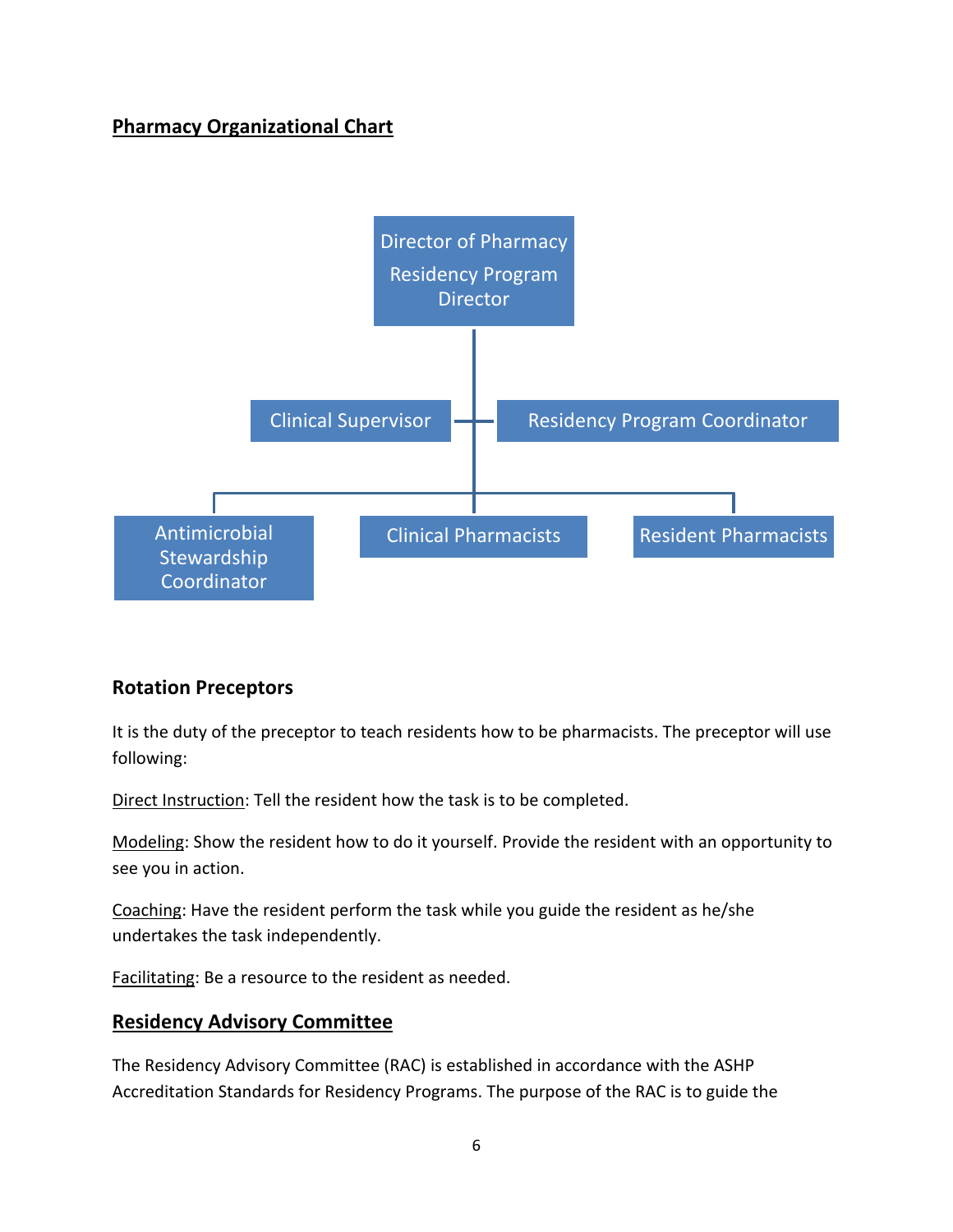## Pharmacy Organizational Chart

- Director of Pharmacy
  Residency Program Director
  - Clinical Supervisor
  - Residency Program Coordinator
    - Antimicrobial Stewardship Coordinator
    - Clinical Pharmacists
    - Resident Pharmacists

### Rotation Preceptors

It is the duty of the preceptor to teach residents how to be pharmacists. The preceptor will use following:

Direct Instruction: Tell the resident how the task is to be completed.

Modeling: Show the resident how to do it yourself. Provide the resident with an opportunity to see you in action.

Coaching: Have the resident perform the task while you guide the resident as he/she undertakes the task independently.

Facilitating: Be a resource to the resident as needed.

## Residency Advisory Committee

The Residency Advisory Committee (RAC) is established in accordance with the ASHP Accreditation Standards for Residency Programs. The purpose of the RAC is to guide the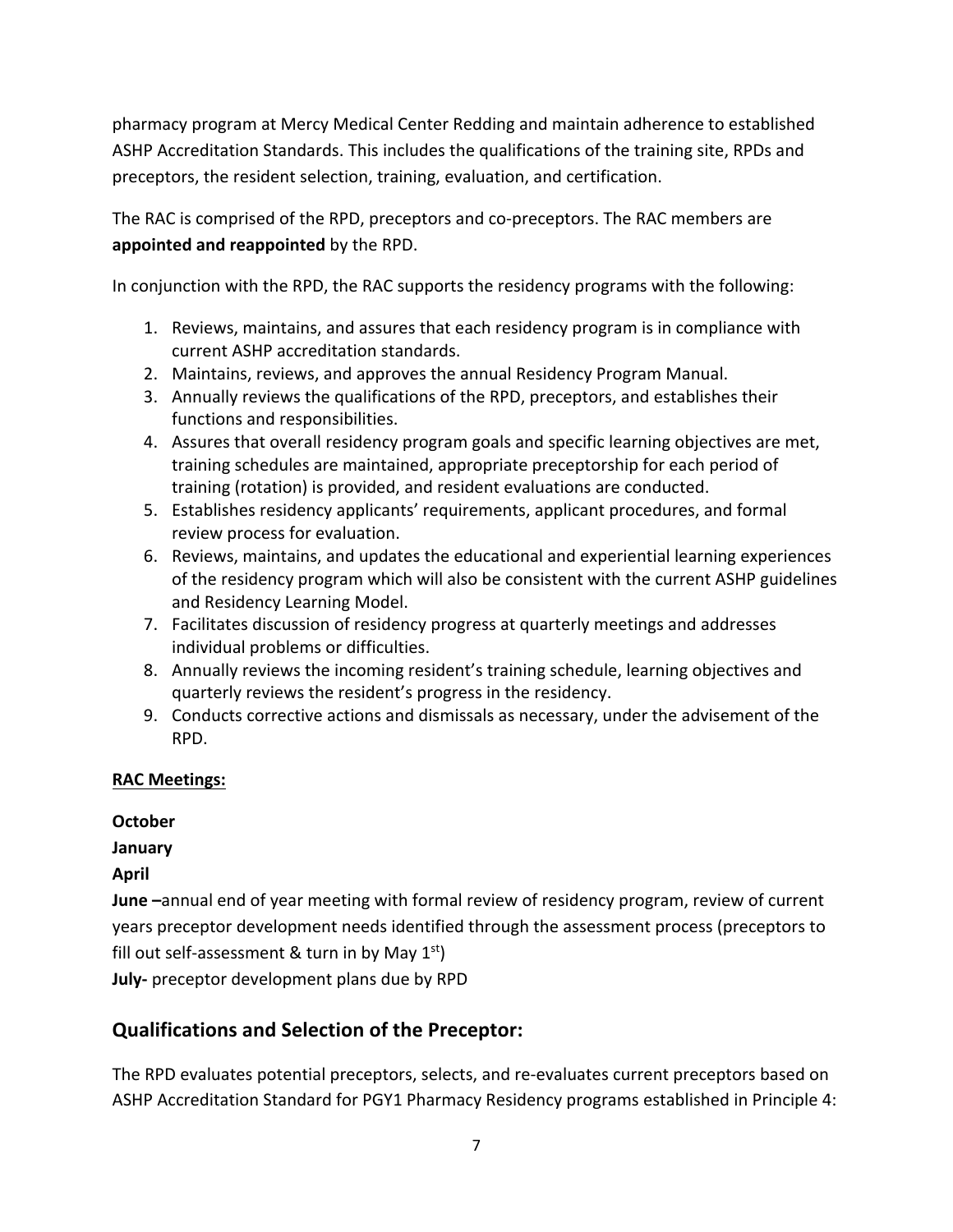pharmacy program at Mercy Medical Center Redding and maintain adherence to established ASHP Accreditation Standards. This includes the qualifications of the training site, RPDs and preceptors, the resident selection, training, evaluation, and certification.

The RAC is comprised of the RPD, preceptors and co-preceptors. The RAC members are **appointed and reappointed** by the RPD.

In conjunction with the RPD, the RAC supports the residency programs with the following:

1. Reviews, maintains, and assures that each residency program is in compliance with current ASHP accreditation standards.
2. Maintains, reviews, and approves the annual Residency Program Manual.
3. Annually reviews the qualifications of the RPD, preceptors, and establishes their functions and responsibilities.
4. Assures that overall residency program goals and specific learning objectives are met, training schedules are maintained, appropriate preceptorship for each period of training (rotation) is provided, and resident evaluations are conducted.
5. Establishes residency applicants' requirements, applicant procedures, and formal review process for evaluation.
6. Reviews, maintains, and updates the educational and experiential learning experiences of the residency program which will also be consistent with the current ASHP guidelines and Residency Learning Model.
7. Facilitates discussion of residency progress at quarterly meetings and addresses individual problems or difficulties.
8. Annually reviews the incoming resident's training schedule, learning objectives and quarterly reviews the resident's progress in the residency.
9. Conducts corrective actions and dismissals as necessary, under the advisement of the RPD.

**RAC Meetings:**

**October**

**January**

**April**

**June –**annual end of year meeting with formal review of residency program, review of current years preceptor development needs identified through the assessment process (preceptors to fill out self-assessment & turn in by May 1st)

**July-** preceptor development plans due by RPD

## Qualifications and Selection of the Preceptor:

The RPD evaluates potential preceptors, selects, and re-evaluates current preceptors based on ASHP Accreditation Standard for PGY1 Pharmacy Residency programs established in Principle 4: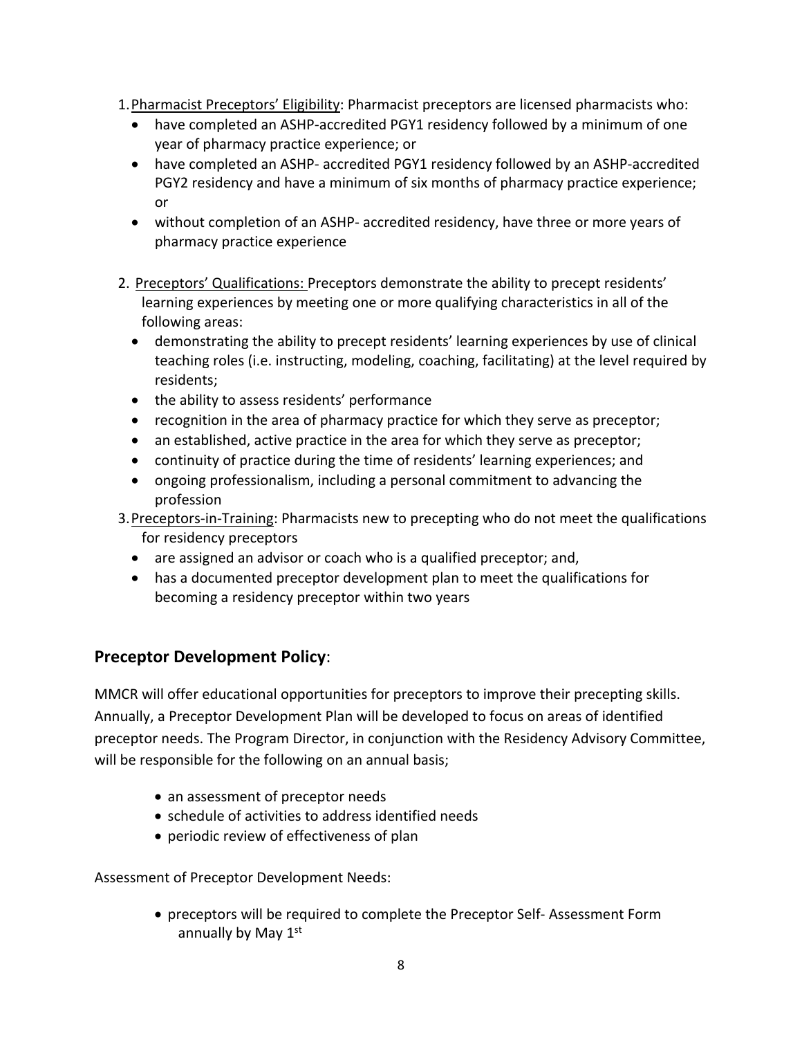1. Pharmacist Preceptors' Eligibility: Pharmacist preceptors are licensed pharmacists who:
   - have completed an ASHP-accredited PGY1 residency followed by a minimum of one year of pharmacy practice experience; or
   - have completed an ASHP- accredited PGY1 residency followed by an ASHP-accredited PGY2 residency and have a minimum of six months of pharmacy practice experience; or
   - without completion of an ASHP- accredited residency, have three or more years of pharmacy practice experience

2. Preceptors' Qualifications: Preceptors demonstrate the ability to precept residents' learning experiences by meeting one or more qualifying characteristics in all of the following areas:
   - demonstrating the ability to precept residents' learning experiences by use of clinical teaching roles (i.e. instructing, modeling, coaching, facilitating) at the level required by residents;
   - the ability to assess residents' performance
   - recognition in the area of pharmacy practice for which they serve as preceptor;
   - an established, active practice in the area for which they serve as preceptor;
   - continuity of practice during the time of residents' learning experiences; and
   - ongoing professionalism, including a personal commitment to advancing the profession

3. Preceptors-in-Training: Pharmacists new to precepting who do not meet the qualifications for residency preceptors
   - are assigned an advisor or coach who is a qualified preceptor; and,
   - has a documented preceptor development plan to meet the qualifications for becoming a residency preceptor within two years

## **Preceptor Development Policy**:

MMCR will offer educational opportunities for preceptors to improve their precepting skills. Annually, a Preceptor Development Plan will be developed to focus on areas of identified preceptor needs. The Program Director, in conjunction with the Residency Advisory Committee, will be responsible for the following on an annual basis;

- an assessment of preceptor needs
- schedule of activities to address identified needs
- periodic review of effectiveness of plan

Assessment of Preceptor Development Needs:

- preceptors will be required to complete the Preceptor Self- Assessment Form annually by May 1st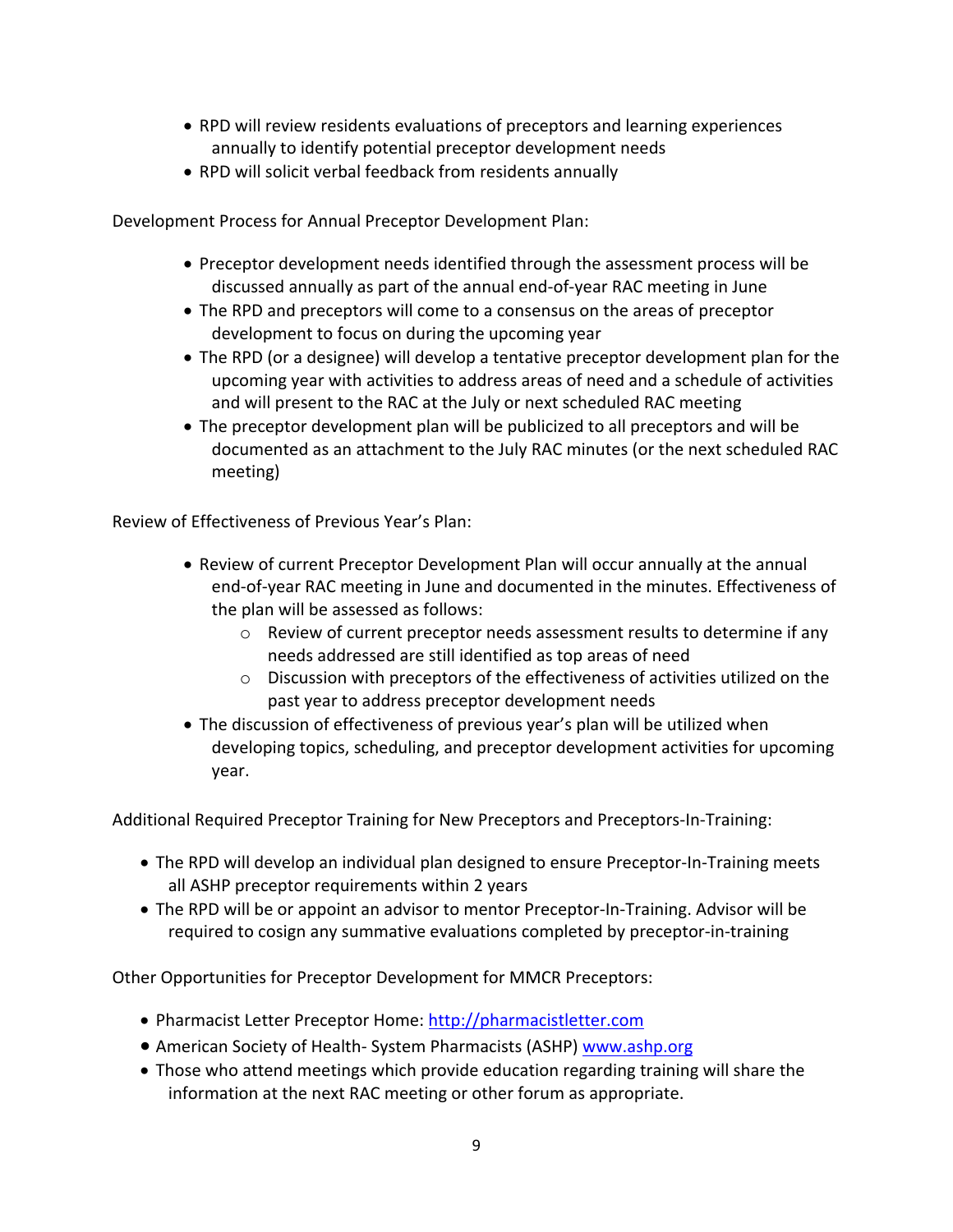- RPD will review residents evaluations of preceptors and learning experiences annually to identify potential preceptor development needs
- RPD will solicit verbal feedback from residents annually

Development Process for Annual Preceptor Development Plan:

- Preceptor development needs identified through the assessment process will be discussed annually as part of the annual end-of-year RAC meeting in June
- The RPD and preceptors will come to a consensus on the areas of preceptor development to focus on during the upcoming year
- The RPD (or a designee) will develop a tentative preceptor development plan for the upcoming year with activities to address areas of need and a schedule of activities and will present to the RAC at the July or next scheduled RAC meeting
- The preceptor development plan will be publicized to all preceptors and will be documented as an attachment to the July RAC minutes (or the next scheduled RAC meeting)

Review of Effectiveness of Previous Year's Plan:

- Review of current Preceptor Development Plan will occur annually at the annual end-of-year RAC meeting in June and documented in the minutes. Effectiveness of the plan will be assessed as follows:
  - Review of current preceptor needs assessment results to determine if any needs addressed are still identified as top areas of need
  - Discussion with preceptors of the effectiveness of activities utilized on the past year to address preceptor development needs
- The discussion of effectiveness of previous year's plan will be utilized when developing topics, scheduling, and preceptor development activities for upcoming year.

Additional Required Preceptor Training for New Preceptors and Preceptors-In-Training:

- The RPD will develop an individual plan designed to ensure Preceptor-In-Training meets all ASHP preceptor requirements within 2 years
- The RPD will be or appoint an advisor to mentor Preceptor-In-Training. Advisor will be required to cosign any summative evaluations completed by preceptor-in-training

Other Opportunities for Preceptor Development for MMCR Preceptors:

- Pharmacist Letter Preceptor Home: [http://pharmacistletter.com](http://pharmacistletter.com)
- American Society of Health- System Pharmacists (ASHP) [www.ashp.org](www.ashp.org)
- Those who attend meetings which provide education regarding training will share the information at the next RAC meeting or other forum as appropriate.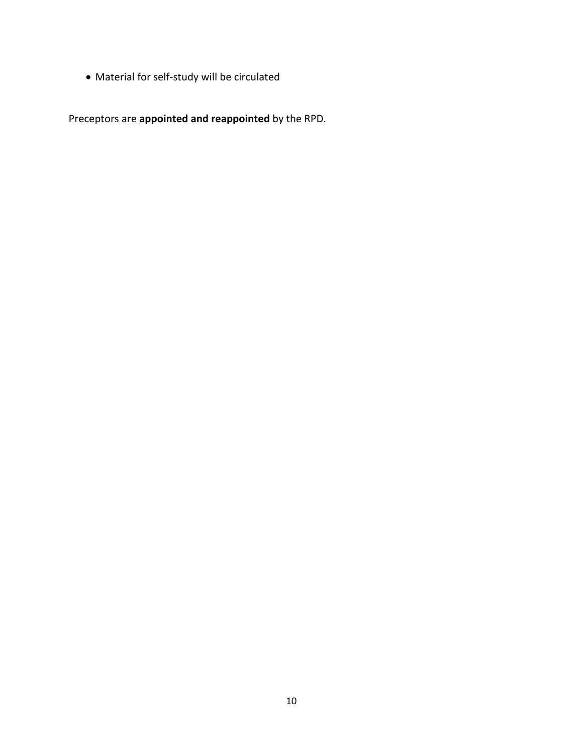- Material for self-study will be circulated

Preceptors are **appointed and reappointed** by the RPD.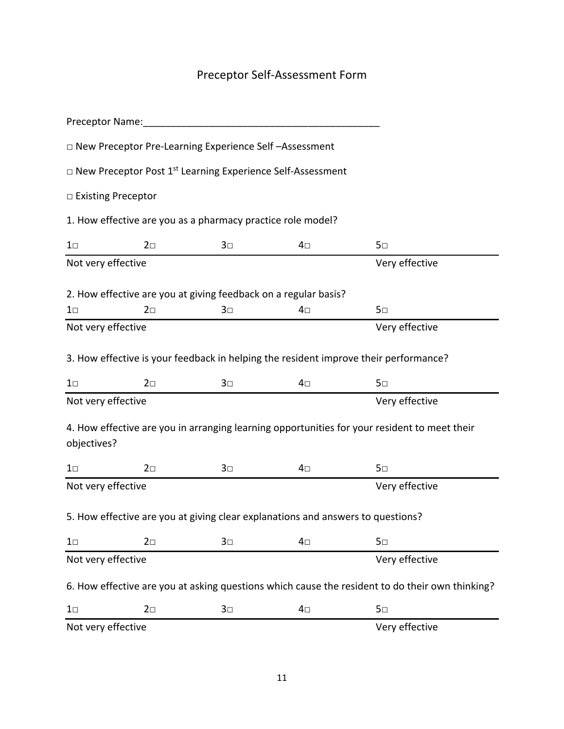# Preceptor Self-Assessment Form

Preceptor Name:_____________________________________________

□ New Preceptor Pre-Learning Experience Self –Assessment

□ New Preceptor Post 1st Learning Experience Self-Assessment

□ Existing Preceptor

1. How effective are you as a pharmacy practice role model?

| 1□ | 2□ | 3□ | 4□ | 5□ |
|---|---|---|---|---|
| Not very effective | | | | Very effective |

2. How effective are you at giving feedback on a regular basis?

| 1□ | 2□ | 3□ | 4□ | 5□ |
|---|---|---|---|---|
| Not very effective | | | | Very effective |

3. How effective is your feedback in helping the resident improve their performance?

| 1□ | 2□ | 3□ | 4□ | 5□ |
|---|---|---|---|---|
| Not very effective | | | | Very effective |

4. How effective are you in arranging learning opportunities for your resident to meet their objectives?

| 1□ | 2□ | 3□ | 4□ | 5□ |
|---|---|---|---|---|
| Not very effective | | | | Very effective |

5. How effective are you at giving clear explanations and answers to questions?

| 1□ | 2□ | 3□ | 4□ | 5□ |
|---|---|---|---|---|
| Not very effective | | | | Very effective |

6. How effective are you at asking questions which cause the resident to do their own thinking?

| 1□ | 2□ | 3□ | 4□ | 5□ |
|---|---|---|---|---|
| Not very effective | | | | Very effective |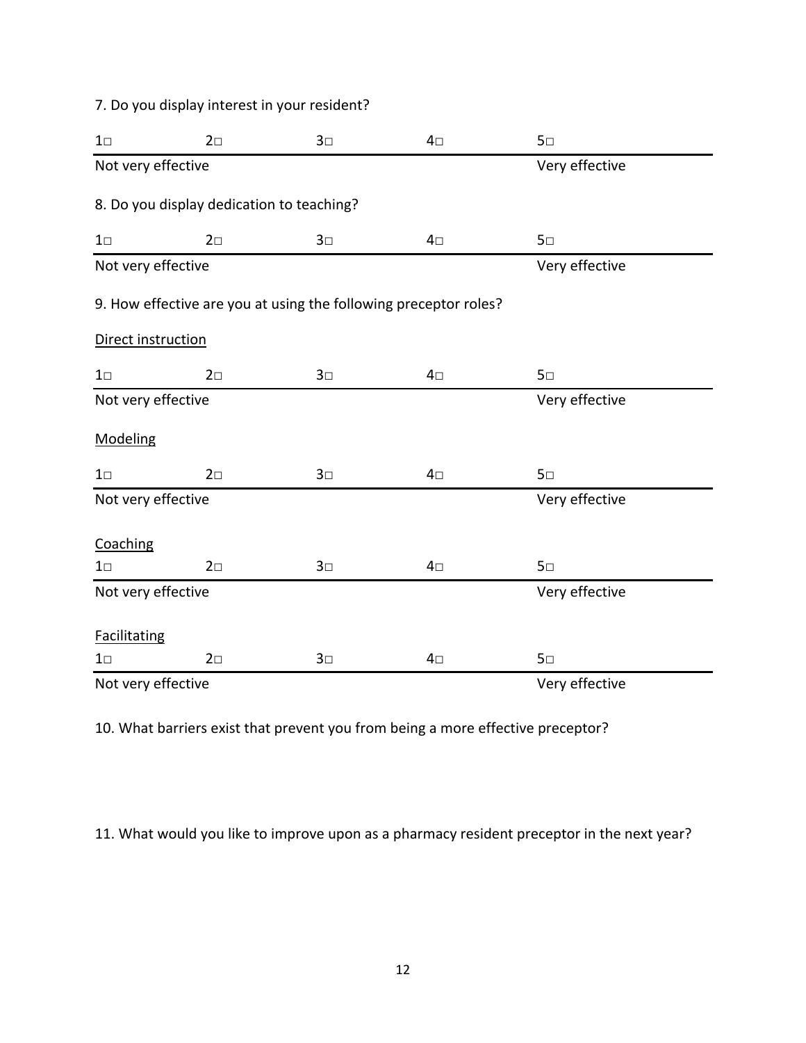7. Do you display interest in your resident?

| 1□ | 2□ | 3□ | 4□ | 5□ |
|---|---|---|---|---|
| Not very effective | | | | Very effective |

8. Do you display dedication to teaching?

| 1□ | 2□ | 3□ | 4□ | 5□ |
|---|---|---|---|---|
| Not very effective | | | | Very effective |

9. How effective are you at using the following preceptor roles?

Direct instruction

| 1□ | 2□ | 3□ | 4□ | 5□ |
|---|---|---|---|---|
| Not very effective | | | | Very effective |

Modeling

| 1□ | 2□ | 3□ | 4□ | 5□ |
|---|---|---|---|---|
| Not very effective | | | | Very effective |

Coaching

| 1□ | 2□ | 3□ | 4□ | 5□ |
|---|---|---|---|---|
| Not very effective | | | | Very effective |

Facilitating

| 1□ | 2□ | 3□ | 4□ | 5□ |
|---|---|---|---|---|
| Not very effective | | | | Very effective |

10. What barriers exist that prevent you from being a more effective preceptor?

11. What would you like to improve upon as a pharmacy resident preceptor in the next year?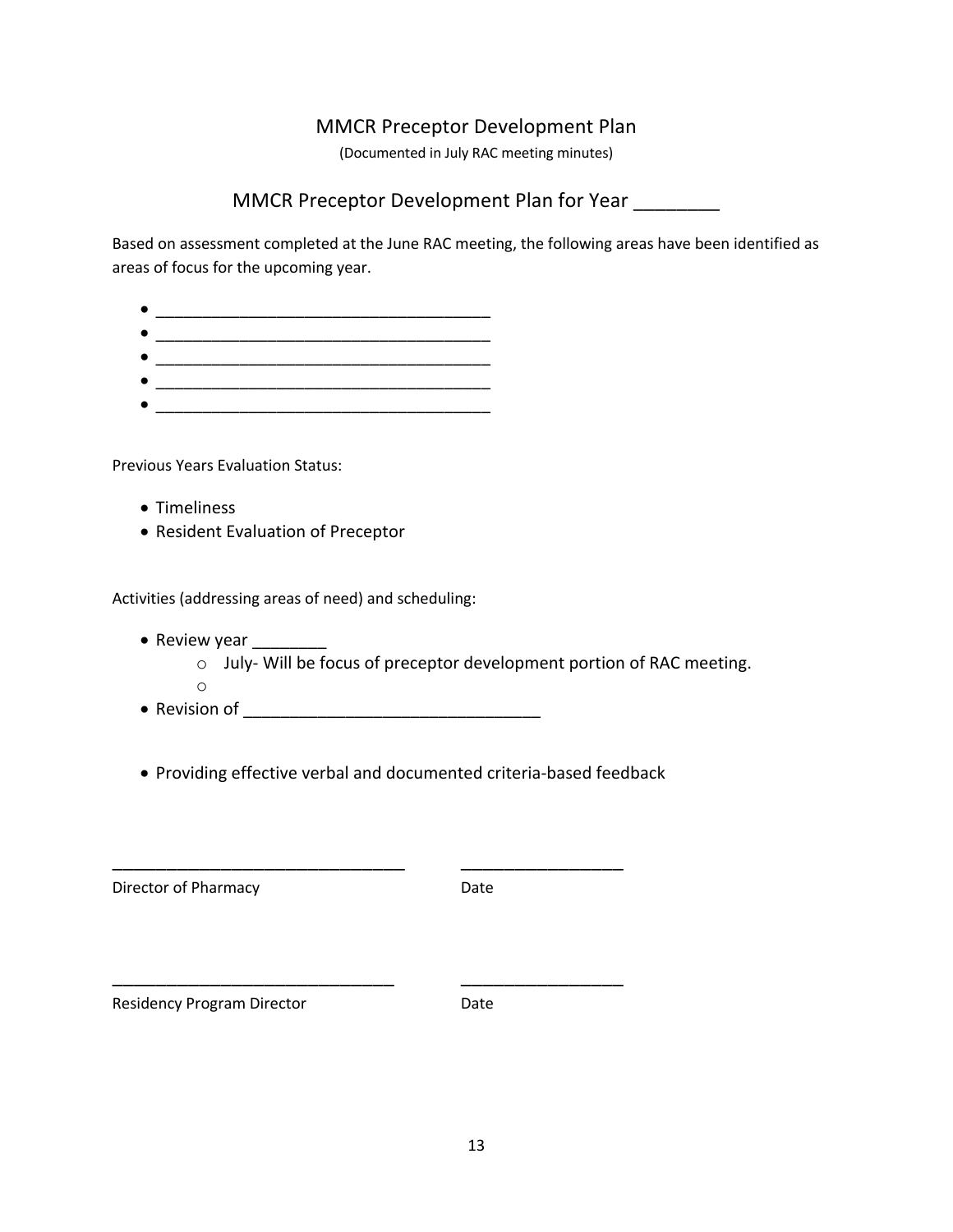# MMCR Preceptor Development Plan

(Documented in July RAC meeting minutes)

## MMCR Preceptor Development Plan for Year ________

Based on assessment completed at the June RAC meeting, the following areas have been identified as areas of focus for the upcoming year.

- ____________________________________
- ____________________________________
- ____________________________________
- ____________________________________
- ____________________________________

Previous Years Evaluation Status:

- Timeliness
- Resident Evaluation of Preceptor

Activities (addressing areas of need) and scheduling:

- Review year ________
  - July- Will be focus of preceptor development portion of RAC meeting.
  - 
- Revision of _______________________________
- Providing effective verbal and documented criteria-based feedback

_______________________________ _________________

Director of Pharmacy Date

_______________________________ _________________

Residency Program Director Date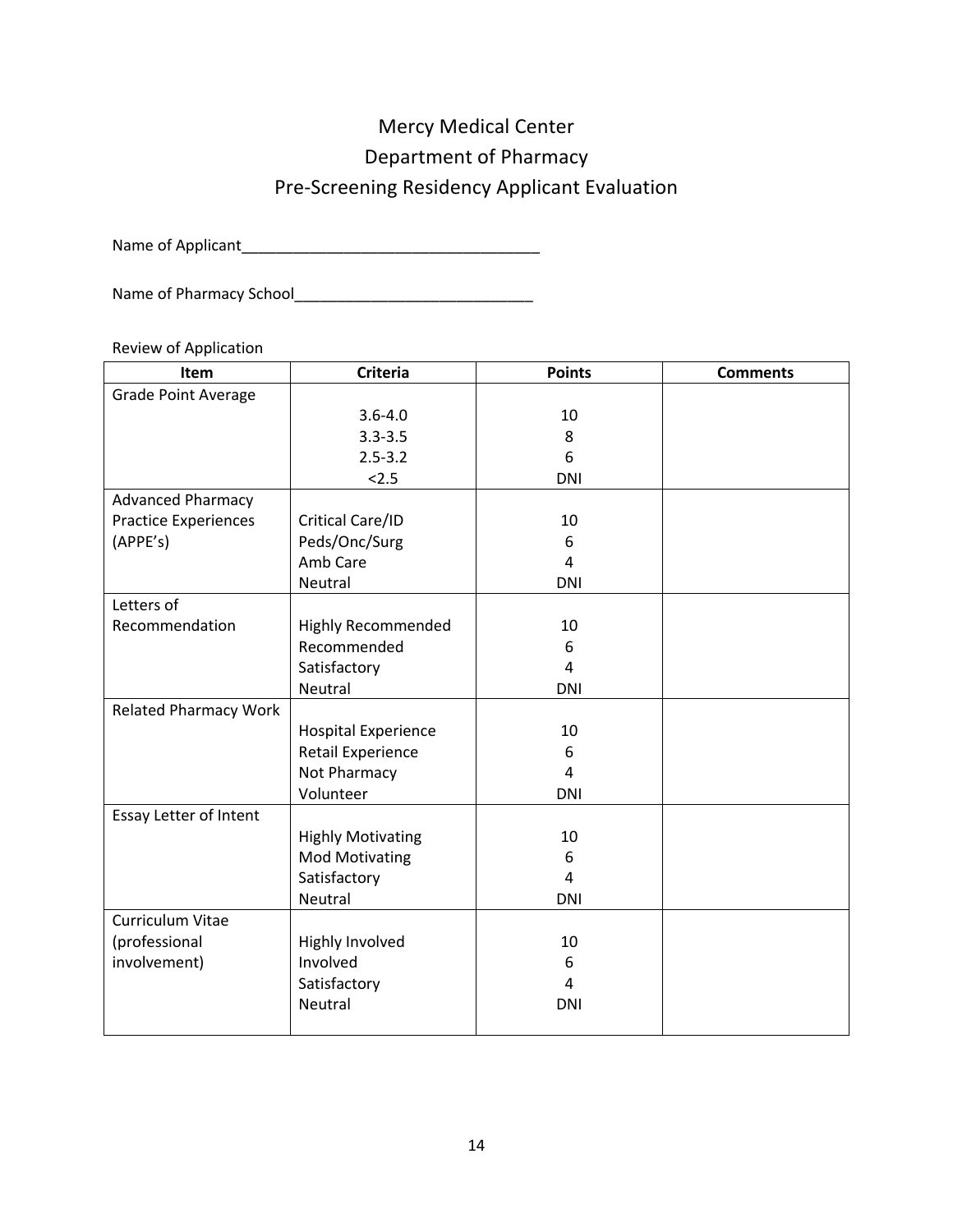# Mercy Medical Center
## Department of Pharmacy
## Pre-Screening Residency Applicant Evaluation

Name of Applicant___________________________________

Name of Pharmacy School____________________________

Review of Application

| Item | Criteria | Points | Comments |
|---|---|---|---|
| Grade Point Average | 3.6-4.0<br>3.3-3.5<br>2.5-3.2<br><2.5 | 10<br>8<br>6<br>DNI | |
| Advanced Pharmacy Practice Experiences (APPE's) | Critical Care/ID<br>Peds/Onc/Surg<br>Amb Care<br>Neutral | 10<br>6<br>4<br>DNI | |
| Letters of Recommendation | Highly Recommended<br>Recommended<br>Satisfactory<br>Neutral | 10<br>6<br>4<br>DNI | |
| Related Pharmacy Work | Hospital Experience<br>Retail Experience<br>Not Pharmacy<br>Volunteer | 10<br>6<br>4<br>DNI | |
| Essay Letter of Intent | Highly Motivating<br>Mod Motivating<br>Satisfactory<br>Neutral | 10<br>6<br>4<br>DNI | |
| Curriculum Vitae (professional involvement) | Highly Involved<br>Involved<br>Satisfactory<br>Neutral | 10<br>6<br>4<br>DNI | |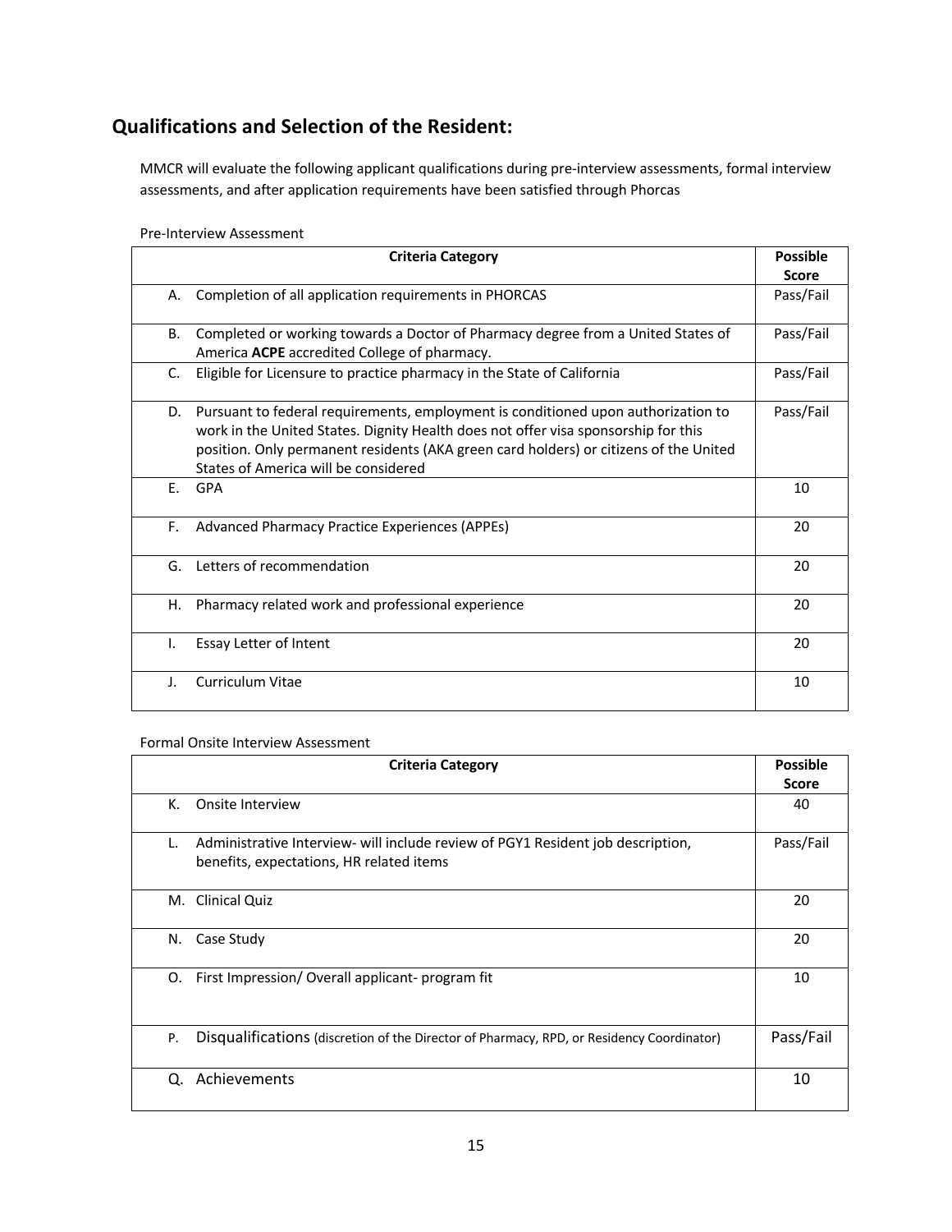## Qualifications and Selection of the Resident:

MMCR will evaluate the following applicant qualifications during pre-interview assessments, formal interview assessments, and after application requirements have been satisfied through Phorcas

Pre-Interview Assessment

| Criteria Category | Possible Score |
|---|---|
| A. Completion of all application requirements in PHORCAS | Pass/Fail |
| B. Completed or working towards a Doctor of Pharmacy degree from a United States of America **ACPE** accredited College of pharmacy. | Pass/Fail |
| C. Eligible for Licensure to practice pharmacy in the State of California | Pass/Fail |
| D. Pursuant to federal requirements, employment is conditioned upon authorization to work in the United States. Dignity Health does not offer visa sponsorship for this position. Only permanent residents (AKA green card holders) or citizens of the United States of America will be considered | Pass/Fail |
| E. GPA | 10 |
| F. Advanced Pharmacy Practice Experiences (APPEs) | 20 |
| G. Letters of recommendation | 20 |
| H. Pharmacy related work and professional experience | 20 |
| I. Essay Letter of Intent | 20 |
| J. Curriculum Vitae | 10 |

Formal Onsite Interview Assessment

| Criteria Category | Possible Score |
|---|---|
| K. Onsite Interview | 40 |
| L. Administrative Interview- will include review of PGY1 Resident job description, benefits, expectations, HR related items | Pass/Fail |
| M. Clinical Quiz | 20 |
| N. Case Study | 20 |
| O. First Impression/ Overall applicant- program fit | 10 |
| P. Disqualifications (discretion of the Director of Pharmacy, RPD, or Residency Coordinator) | Pass/Fail |
| Q. Achievements | 10 |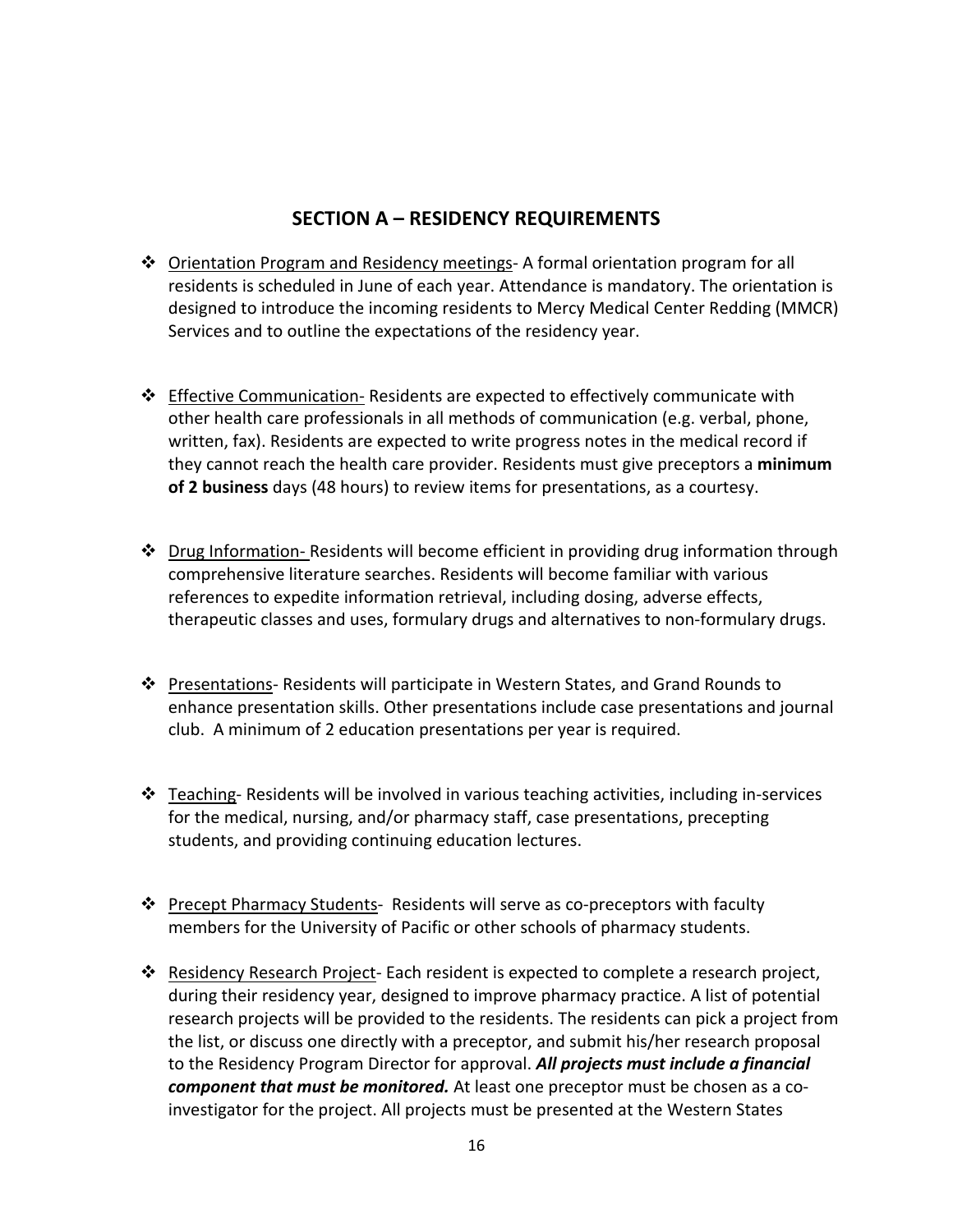## SECTION A – RESIDENCY REQUIREMENTS

- Orientation Program and Residency meetings- A formal orientation program for all residents is scheduled in June of each year. Attendance is mandatory. The orientation is designed to introduce the incoming residents to Mercy Medical Center Redding (MMCR) Services and to outline the expectations of the residency year.

- Effective Communication- Residents are expected to effectively communicate with other health care professionals in all methods of communication (e.g. verbal, phone, written, fax). Residents are expected to write progress notes in the medical record if they cannot reach the health care provider. Residents must give preceptors a **minimum of 2 business** days (48 hours) to review items for presentations, as a courtesy.

- Drug Information- Residents will become efficient in providing drug information through comprehensive literature searches. Residents will become familiar with various references to expedite information retrieval, including dosing, adverse effects, therapeutic classes and uses, formulary drugs and alternatives to non-formulary drugs.

- Presentations- Residents will participate in Western States, and Grand Rounds to enhance presentation skills. Other presentations include case presentations and journal club. A minimum of 2 education presentations per year is required.

- Teaching- Residents will be involved in various teaching activities, including in-services for the medical, nursing, and/or pharmacy staff, case presentations, precepting students, and providing continuing education lectures.

- Precept Pharmacy Students- Residents will serve as co-preceptors with faculty members for the University of Pacific or other schools of pharmacy students.

- Residency Research Project- Each resident is expected to complete a research project, during their residency year, designed to improve pharmacy practice. A list of potential research projects will be provided to the residents. The residents can pick a project from the list, or discuss one directly with a preceptor, and submit his/her research proposal to the Residency Program Director for approval. ***All projects must include a financial component that must be monitored.*** At least one preceptor must be chosen as a co-investigator for the project. All projects must be presented at the Western States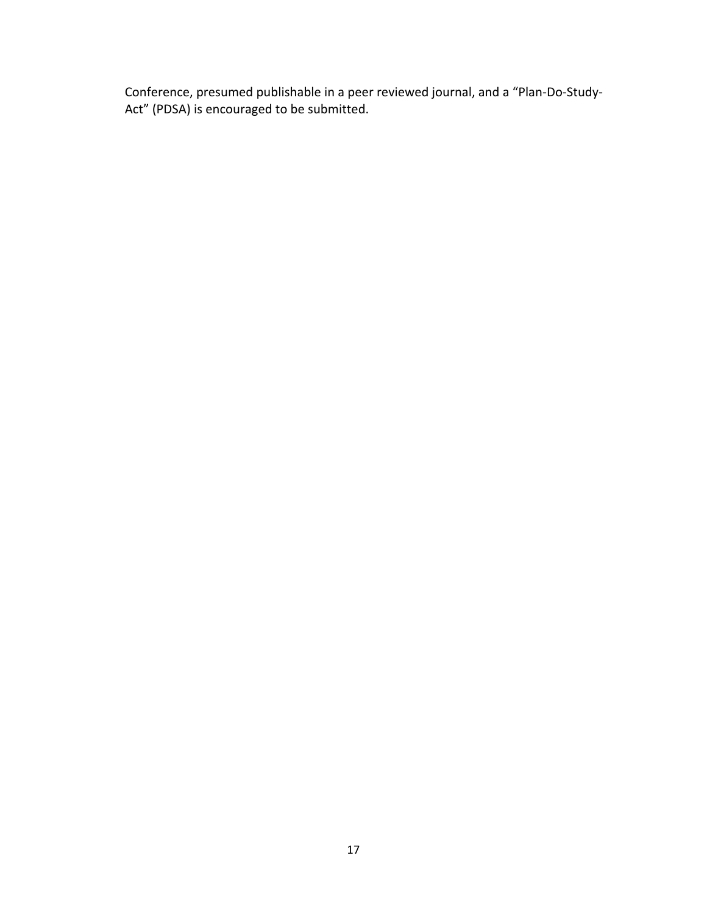Conference, presumed publishable in a peer reviewed journal, and a “Plan-Do-Study-Act” (PDSA) is encouraged to be submitted.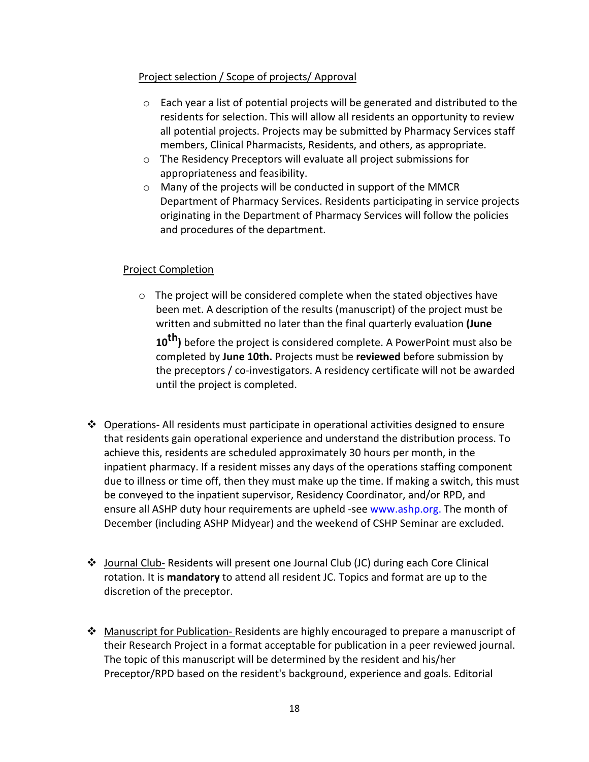Project selection / Scope of projects/ Approval

- Each year a list of potential projects will be generated and distributed to the residents for selection. This will allow all residents an opportunity to review all potential projects. Projects may be submitted by Pharmacy Services staff members, Clinical Pharmacists, Residents, and others, as appropriate.
- The Residency Preceptors will evaluate all project submissions for appropriateness and feasibility.
- Many of the projects will be conducted in support of the MMCR Department of Pharmacy Services. Residents participating in service projects originating in the Department of Pharmacy Services will follow the policies and procedures of the department.

Project Completion

- The project will be considered complete when the stated objectives have been met. A description of the results (manuscript) of the project must be written and submitted no later than the final quarterly evaluation **(June 10th)** before the project is considered complete. A PowerPoint must also be completed by **June 10th.** Projects must be **reviewed** before submission by the preceptors / co-investigators. A residency certificate will not be awarded until the project is completed.

- Operations- All residents must participate in operational activities designed to ensure that residents gain operational experience and understand the distribution process. To achieve this, residents are scheduled approximately 30 hours per month, in the inpatient pharmacy. If a resident misses any days of the operations staffing component due to illness or time off, then they must make up the time. If making a switch, this must be conveyed to the inpatient supervisor, Residency Coordinator, and/or RPD, and ensure all ASHP duty hour requirements are upheld -see www.ashp.org. The month of December (including ASHP Midyear) and the weekend of CSHP Seminar are excluded.

- Journal Club- Residents will present one Journal Club (JC) during each Core Clinical rotation. It is **mandatory** to attend all resident JC. Topics and format are up to the discretion of the preceptor.

- Manuscript for Publication- Residents are highly encouraged to prepare a manuscript of their Research Project in a format acceptable for publication in a peer reviewed journal. The topic of this manuscript will be determined by the resident and his/her Preceptor/RPD based on the resident's background, experience and goals. Editorial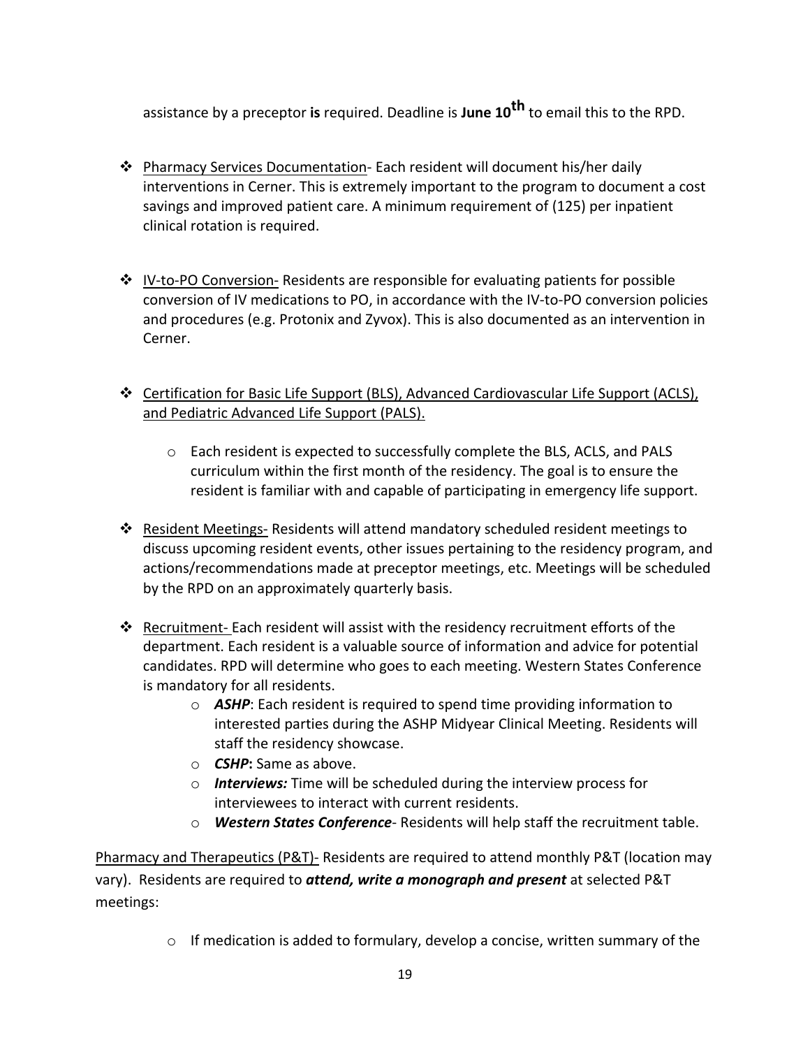assistance by a preceptor **is** required. Deadline is **June 10th** to email this to the RPD.

- Pharmacy Services Documentation- Each resident will document his/her daily interventions in Cerner. This is extremely important to the program to document a cost savings and improved patient care. A minimum requirement of (125) per inpatient clinical rotation is required.

- IV-to-PO Conversion- Residents are responsible for evaluating patients for possible conversion of IV medications to PO, in accordance with the IV-to-PO conversion policies and procedures (e.g. Protonix and Zyvox). This is also documented as an intervention in Cerner.

- Certification for Basic Life Support (BLS), Advanced Cardiovascular Life Support (ACLS), and Pediatric Advanced Life Support (PALS).
  - Each resident is expected to successfully complete the BLS, ACLS, and PALS curriculum within the first month of the residency. The goal is to ensure the resident is familiar with and capable of participating in emergency life support.

- Resident Meetings- Residents will attend mandatory scheduled resident meetings to discuss upcoming resident events, other issues pertaining to the residency program, and actions/recommendations made at preceptor meetings, etc. Meetings will be scheduled by the RPD on an approximately quarterly basis.

- Recruitment- Each resident will assist with the residency recruitment efforts of the department. Each resident is a valuable source of information and advice for potential candidates. RPD will determine who goes to each meeting. Western States Conference is mandatory for all residents.
  - ***ASHP***: Each resident is required to spend time providing information to interested parties during the ASHP Midyear Clinical Meeting. Residents will staff the residency showcase.
  - ***CSHP*****:** Same as above.
  - ***Interviews:*** Time will be scheduled during the interview process for interviewees to interact with current residents.
  - ***Western States Conference***- Residents will help staff the recruitment table.

Pharmacy and Therapeutics (P&T)- Residents are required to attend monthly P&T (location may vary). Residents are required to ***attend, write a monograph and present*** at selected P&T meetings:

- If medication is added to formulary, develop a concise, written summary of the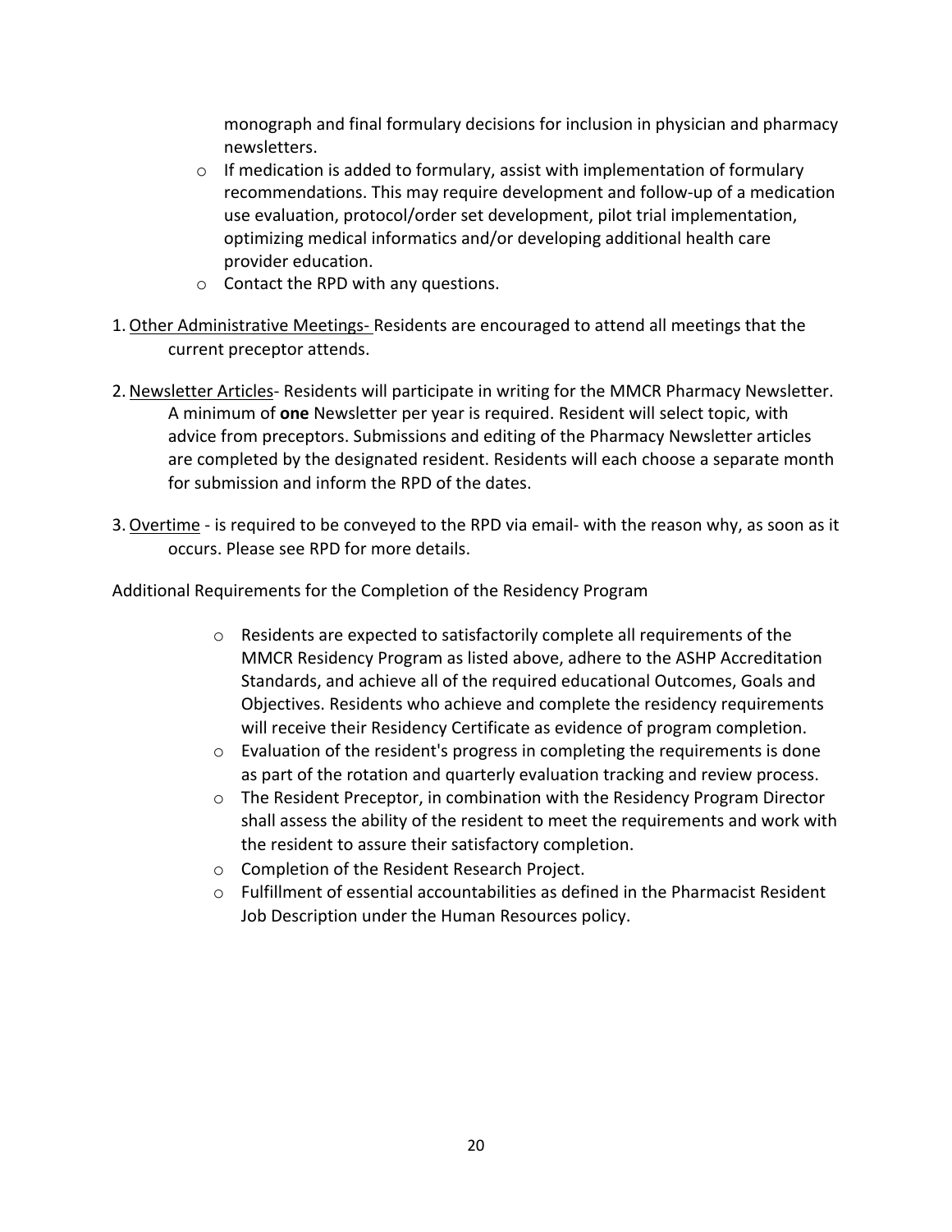monograph and final formulary decisions for inclusion in physician and pharmacy newsletters.

- If medication is added to formulary, assist with implementation of formulary recommendations. This may require development and follow-up of a medication use evaluation, protocol/order set development, pilot trial implementation, optimizing medical informatics and/or developing additional health care provider education.
- Contact the RPD with any questions.

1. Other Administrative Meetings- Residents are encouraged to attend all meetings that the current preceptor attends.

2. Newsletter Articles- Residents will participate in writing for the MMCR Pharmacy Newsletter. A minimum of **one** Newsletter per year is required. Resident will select topic, with advice from preceptors. Submissions and editing of the Pharmacy Newsletter articles are completed by the designated resident. Residents will each choose a separate month for submission and inform the RPD of the dates.

3. Overtime - is required to be conveyed to the RPD via email- with the reason why, as soon as it occurs. Please see RPD for more details.

Additional Requirements for the Completion of the Residency Program

- Residents are expected to satisfactorily complete all requirements of the MMCR Residency Program as listed above, adhere to the ASHP Accreditation Standards, and achieve all of the required educational Outcomes, Goals and Objectives. Residents who achieve and complete the residency requirements will receive their Residency Certificate as evidence of program completion.
- Evaluation of the resident's progress in completing the requirements is done as part of the rotation and quarterly evaluation tracking and review process.
- The Resident Preceptor, in combination with the Residency Program Director shall assess the ability of the resident to meet the requirements and work with the resident to assure their satisfactory completion.
- Completion of the Resident Research Project.
- Fulfillment of essential accountabilities as defined in the Pharmacist Resident Job Description under the Human Resources policy.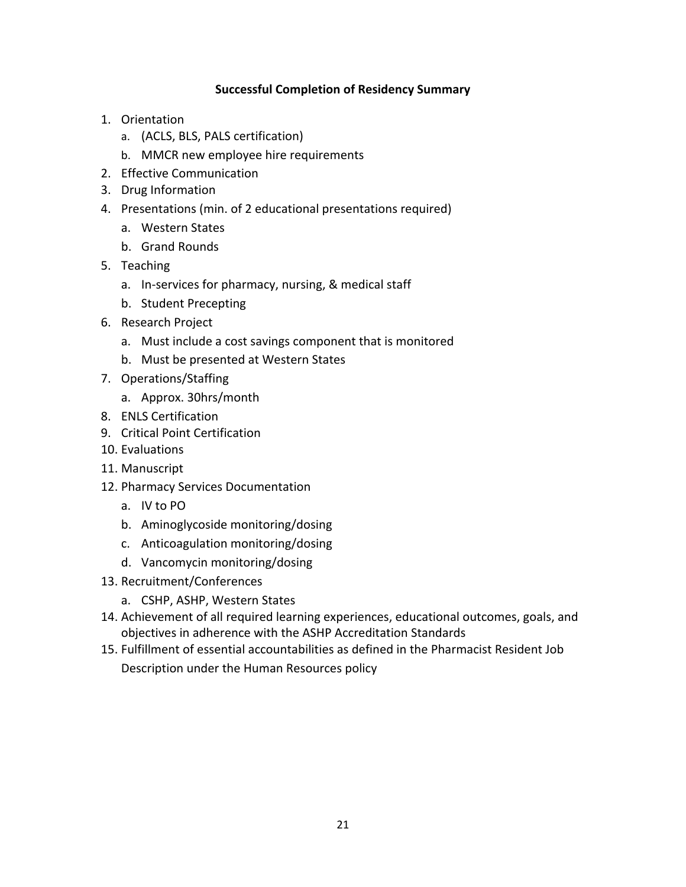## Successful Completion of Residency Summary

1. Orientation
   a. (ACLS, BLS, PALS certification)
   b. MMCR new employee hire requirements
2. Effective Communication
3. Drug Information
4. Presentations (min. of 2 educational presentations required)
   a. Western States
   b. Grand Rounds
5. Teaching
   a. In-services for pharmacy, nursing, & medical staff
   b. Student Precepting
6. Research Project
   a. Must include a cost savings component that is monitored
   b. Must be presented at Western States
7. Operations/Staffing
   a. Approx. 30hrs/month
8. ENLS Certification
9. Critical Point Certification
10. Evaluations
11. Manuscript
12. Pharmacy Services Documentation
    a. IV to PO
    b. Aminoglycoside monitoring/dosing
    c. Anticoagulation monitoring/dosing
    d. Vancomycin monitoring/dosing
13. Recruitment/Conferences
    a. CSHP, ASHP, Western States
14. Achievement of all required learning experiences, educational outcomes, goals, and objectives in adherence with the ASHP Accreditation Standards
15. Fulfillment of essential accountabilities as defined in the Pharmacist Resident Job Description under the Human Resources policy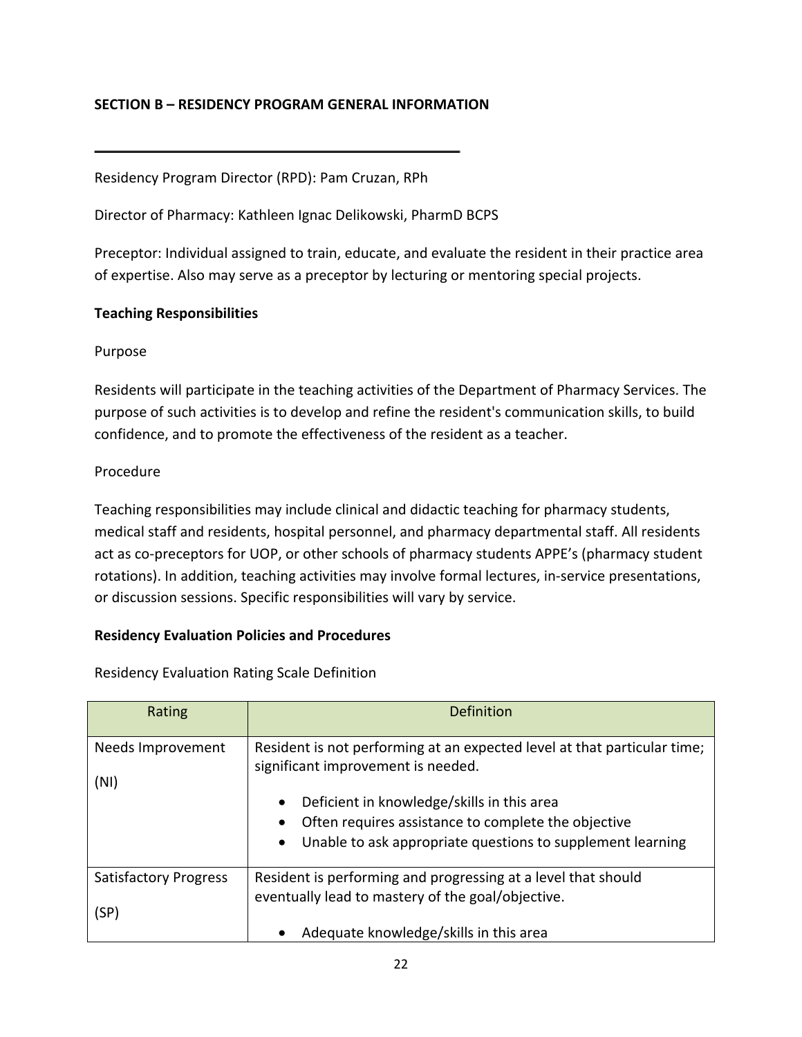## SECTION B – RESIDENCY PROGRAM GENERAL INFORMATION

Residency Program Director (RPD): Pam Cruzan, RPh

Director of Pharmacy: Kathleen Ignac Delikowski, PharmD BCPS

Preceptor: Individual assigned to train, educate, and evaluate the resident in their practice area of expertise. Also may serve as a preceptor by lecturing or mentoring special projects.

### Teaching Responsibilities

Purpose

Residents will participate in the teaching activities of the Department of Pharmacy Services. The purpose of such activities is to develop and refine the resident's communication skills, to build confidence, and to promote the effectiveness of the resident as a teacher.

Procedure

Teaching responsibilities may include clinical and didactic teaching for pharmacy students, medical staff and residents, hospital personnel, and pharmacy departmental staff. All residents act as co-preceptors for UOP, or other schools of pharmacy students APPE's (pharmacy student rotations). In addition, teaching activities may involve formal lectures, in-service presentations, or discussion sessions. Specific responsibilities will vary by service.

### Residency Evaluation Policies and Procedures

Residency Evaluation Rating Scale Definition

| Rating | Definition |
|---|---|
| Needs Improvement (NI) | Resident is not performing at an expected level at that particular time; significant improvement is needed.<br>• Deficient in knowledge/skills in this area<br>• Often requires assistance to complete the objective<br>• Unable to ask appropriate questions to supplement learning |
| Satisfactory Progress (SP) | Resident is performing and progressing at a level that should eventually lead to mastery of the goal/objective.<br>• Adequate knowledge/skills in this area |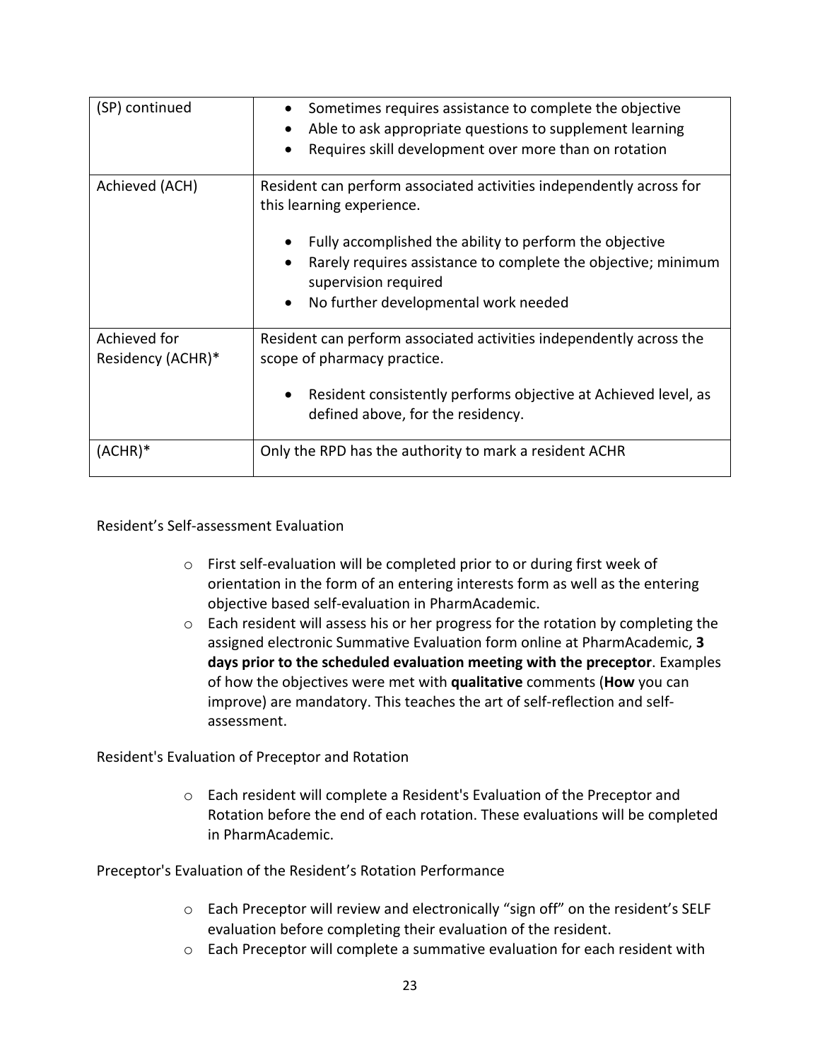| (SP) continued | • Sometimes requires assistance to complete the objective<br>• Able to ask appropriate questions to supplement learning<br>• Requires skill development over more than on rotation |
|---|---|
| Achieved (ACH) | Resident can perform associated activities independently across for this learning experience.<br><br>• Fully accomplished the ability to perform the objective<br>• Rarely requires assistance to complete the objective; minimum supervision required<br>• No further developmental work needed |
| Achieved for Residency (ACHR)* | Resident can perform associated activities independently across the scope of pharmacy practice.<br><br>• Resident consistently performs objective at Achieved level, as defined above, for the residency. |
| (ACHR)* | Only the RPD has the authority to mark a resident ACHR |

Resident's Self-assessment Evaluation

- First self-evaluation will be completed prior to or during first week of orientation in the form of an entering interests form as well as the entering objective based self-evaluation in PharmAcademic.
- Each resident will assess his or her progress for the rotation by completing the assigned electronic Summative Evaluation form online at PharmAcademic, **3 days prior to the scheduled evaluation meeting with the preceptor**. Examples of how the objectives were met with **qualitative** comments (**How** you can improve) are mandatory. This teaches the art of self-reflection and self-assessment.

Resident's Evaluation of Preceptor and Rotation

- Each resident will complete a Resident's Evaluation of the Preceptor and Rotation before the end of each rotation. These evaluations will be completed in PharmAcademic.

Preceptor's Evaluation of the Resident's Rotation Performance

- Each Preceptor will review and electronically "sign off" on the resident's SELF evaluation before completing their evaluation of the resident.
- Each Preceptor will complete a summative evaluation for each resident with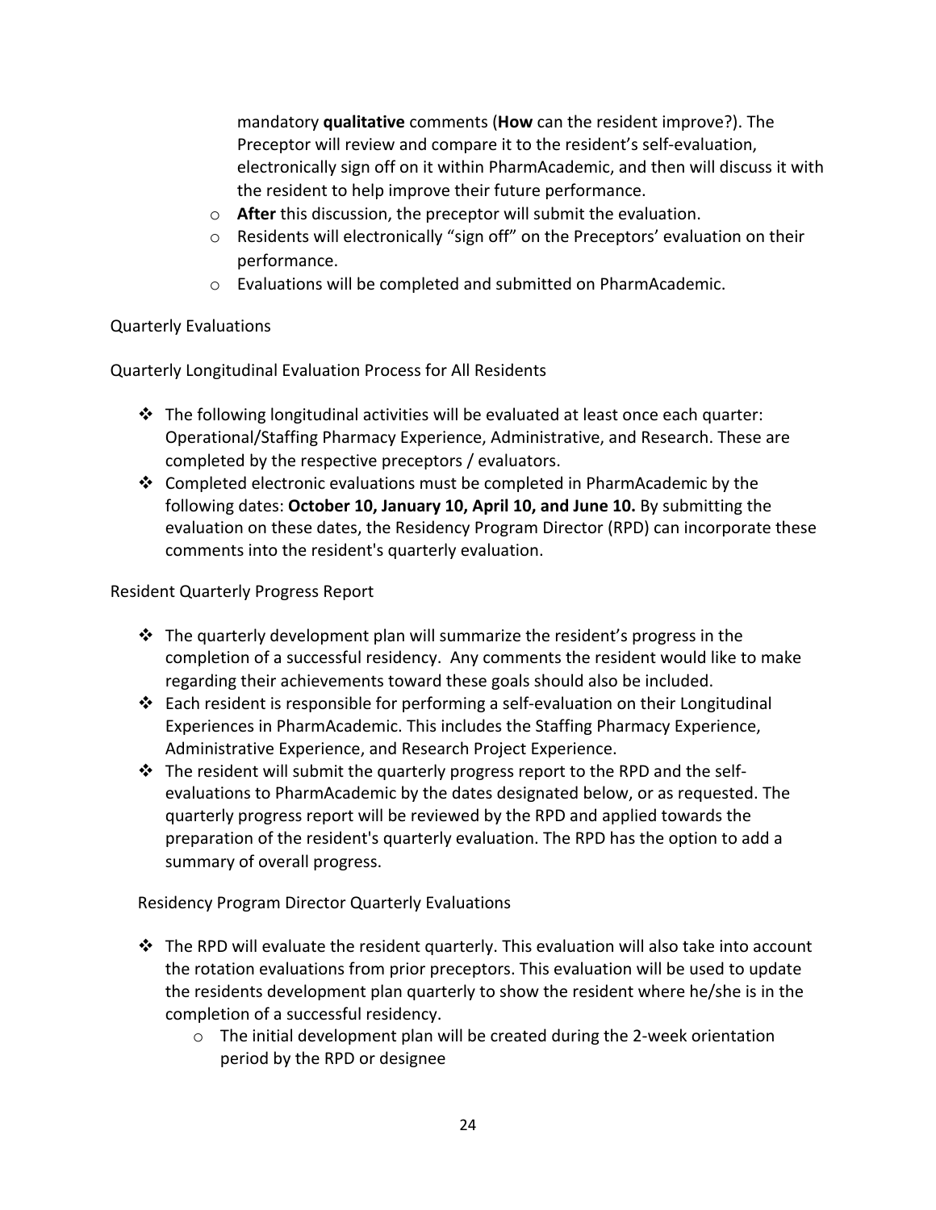mandatory **qualitative** comments (**How** can the resident improve?). The Preceptor will review and compare it to the resident's self-evaluation, electronically sign off on it within PharmAcademic, and then will discuss it with the resident to help improve their future performance.
   - **After** this discussion, the preceptor will submit the evaluation.
   - Residents will electronically "sign off" on the Preceptors' evaluation on their performance.
   - Evaluations will be completed and submitted on PharmAcademic.

Quarterly Evaluations

Quarterly Longitudinal Evaluation Process for All Residents

- The following longitudinal activities will be evaluated at least once each quarter: Operational/Staffing Pharmacy Experience, Administrative, and Research. These are completed by the respective preceptors / evaluators.
- Completed electronic evaluations must be completed in PharmAcademic by the following dates: **October 10, January 10, April 10, and June 10.** By submitting the evaluation on these dates, the Residency Program Director (RPD) can incorporate these comments into the resident's quarterly evaluation.

Resident Quarterly Progress Report

- The quarterly development plan will summarize the resident's progress in the completion of a successful residency. Any comments the resident would like to make regarding their achievements toward these goals should also be included.
- Each resident is responsible for performing a self-evaluation on their Longitudinal Experiences in PharmAcademic. This includes the Staffing Pharmacy Experience, Administrative Experience, and Research Project Experience.
- The resident will submit the quarterly progress report to the RPD and the self-evaluations to PharmAcademic by the dates designated below, or as requested. The quarterly progress report will be reviewed by the RPD and applied towards the preparation of the resident's quarterly evaluation. The RPD has the option to add a summary of overall progress.

Residency Program Director Quarterly Evaluations

- The RPD will evaluate the resident quarterly. This evaluation will also take into account the rotation evaluations from prior preceptors. This evaluation will be used to update the residents development plan quarterly to show the resident where he/she is in the completion of a successful residency.
   - The initial development plan will be created during the 2-week orientation period by the RPD or designee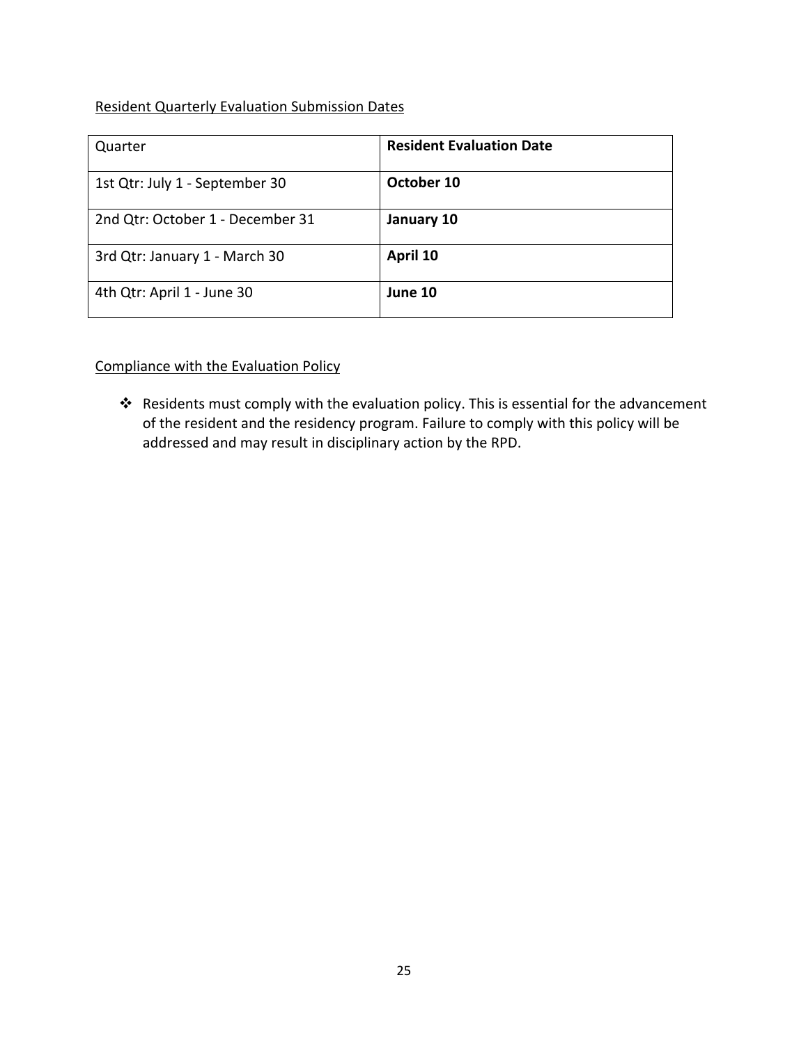Resident Quarterly Evaluation Submission Dates

| Quarter | **Resident Evaluation Date** |
|---|---|
| 1st Qtr: July 1 - September 30 | **October 10** |
| 2nd Qtr: October 1 - December 31 | **January 10** |
| 3rd Qtr: January 1 - March 30 | **April 10** |
| 4th Qtr: April 1 - June 30 | **June 10** |

Compliance with the Evaluation Policy

- Residents must comply with the evaluation policy. This is essential for the advancement of the resident and the residency program. Failure to comply with this policy will be addressed and may result in disciplinary action by the RPD.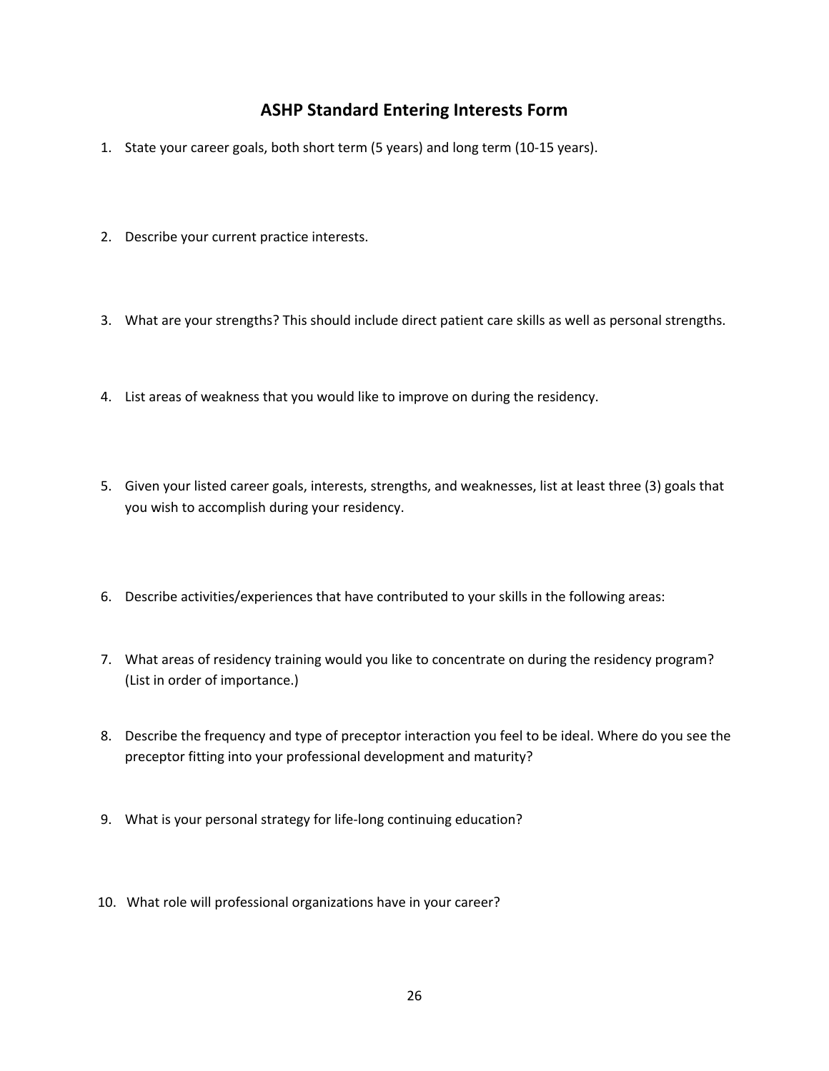## ASHP Standard Entering Interests Form

1. State your career goals, both short term (5 years) and long term (10-15 years).

2. Describe your current practice interests.

3. What are your strengths? This should include direct patient care skills as well as personal strengths.

4. List areas of weakness that you would like to improve on during the residency.

5. Given your listed career goals, interests, strengths, and weaknesses, list at least three (3) goals that you wish to accomplish during your residency.

6. Describe activities/experiences that have contributed to your skills in the following areas:

7. What areas of residency training would you like to concentrate on during the residency program? (List in order of importance.)

8. Describe the frequency and type of preceptor interaction you feel to be ideal. Where do you see the preceptor fitting into your professional development and maturity?

9. What is your personal strategy for life-long continuing education?

10. What role will professional organizations have in your career?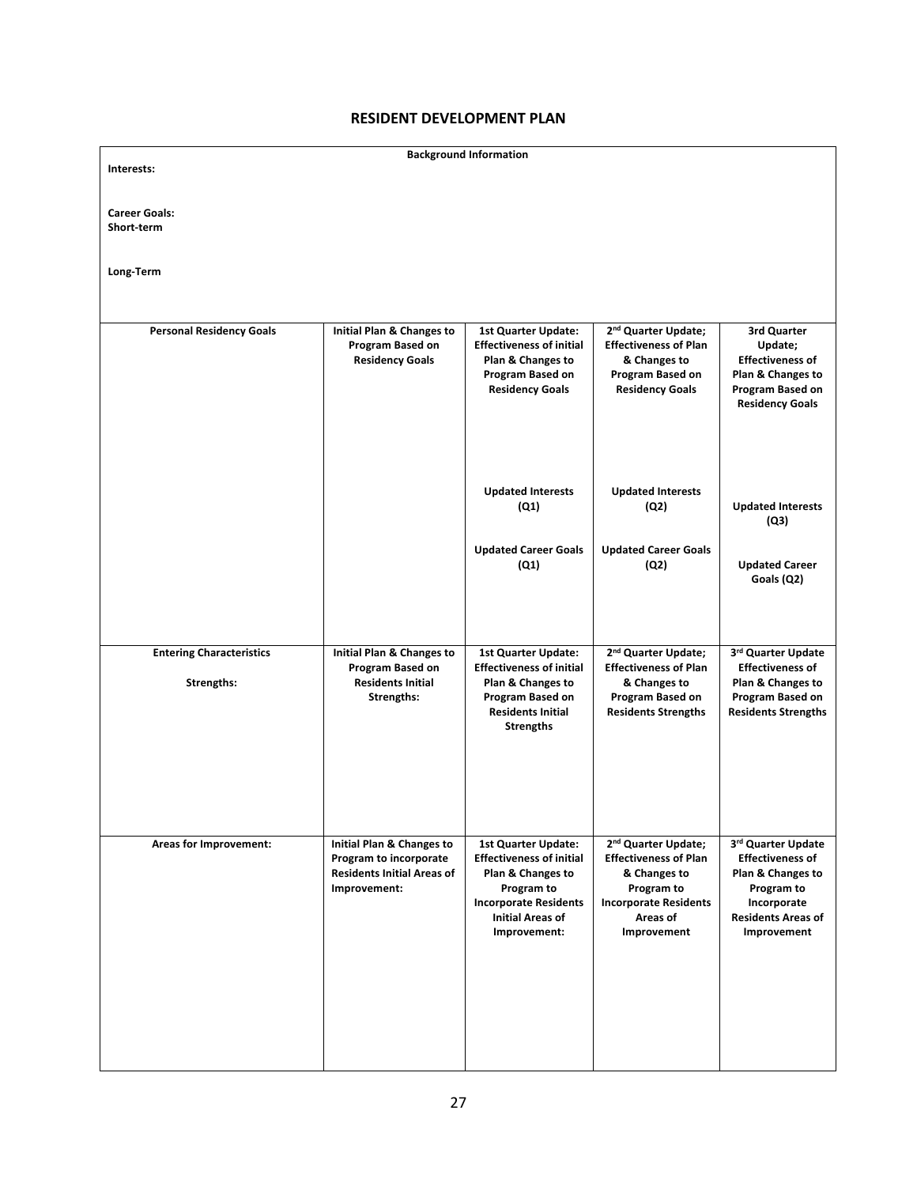# RESIDENT DEVELOPMENT PLAN

| Background Information | | | | |
|---|---|---|---|---|
| **Interests:**<br><br>**Career Goals:**<br>**Short-term**<br><br>**Long-Term** | | | | |
| **Personal Residency Goals** | **Initial Plan & Changes to Program Based on Residency Goals** | **1st Quarter Update: Effectiveness of initial Plan & Changes to Program Based on Residency Goals**<br><br>**Updated Interests (Q1)**<br><br>**Updated Career Goals (Q1)** | **2nd Quarter Update; Effectiveness of Plan & Changes to Program Based on Residency Goals**<br><br>**Updated Interests (Q2)**<br><br>**Updated Career Goals (Q2)** | **3rd Quarter Update; Effectiveness of Plan & Changes to Program Based on Residency Goals**<br><br>**Updated Interests (Q3)**<br><br>**Updated Career Goals (Q2)** |
| **Entering Characteristics**<br><br>**Strengths:** | **Initial Plan & Changes to Program Based on Residents Initial Strengths:** | **1st Quarter Update: Effectiveness of initial Plan & Changes to Program Based on Residents Initial Strengths** | **2nd Quarter Update; Effectiveness of Plan & Changes to Program Based on Residents Strengths** | **3rd Quarter Update Effectiveness of Plan & Changes to Program Based on Residents Strengths** |
| **Areas for Improvement:** | **Initial Plan & Changes to Program to incorporate Residents Initial Areas of Improvement:** | **1st Quarter Update: Effectiveness of initial Plan & Changes to Program to Incorporate Residents Initial Areas of Improvement:** | **2nd Quarter Update; Effectiveness of Plan & Changes to Program to Incorporate Residents Areas of Improvement** | **3rd Quarter Update Effectiveness of Plan & Changes to Program to Incorporate Residents Areas of Improvement** |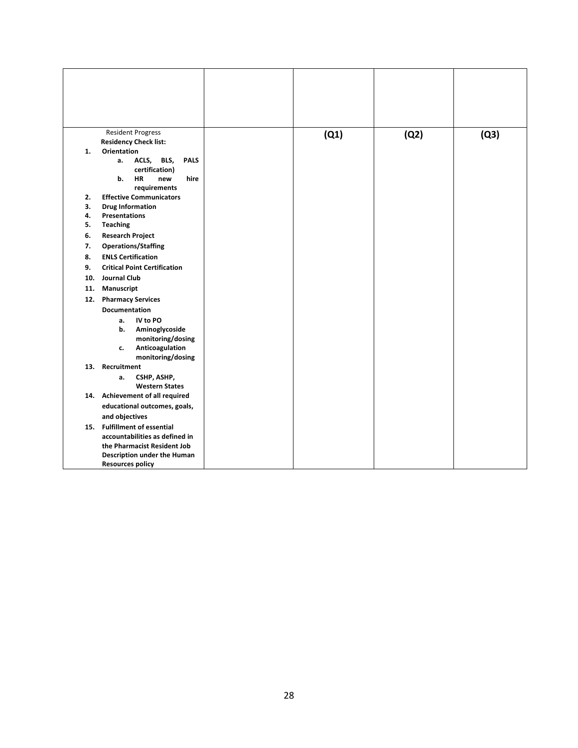| | | | | |
|---|---|---|---|---|
| Resident Progress<br>**Residency Check list:**<br>**1. Orientation**<br>**a. ACLS, BLS, PALS certification)**<br>**b. HR new hire requirements**<br>**2. Effective Communicators**<br>**3. Drug Information**<br>**4. Presentations**<br>**5. Teaching**<br>**6. Research Project**<br>**7. Operations/Staffing**<br>**8. ENLS Certification**<br>**9. Critical Point Certification**<br>**10. Journal Club**<br>**11. Manuscript**<br>**12. Pharmacy Services Documentation**<br>**a. IV to PO**<br>**b. Aminoglycoside monitoring/dosing**<br>**c. Anticoagulation monitoring/dosing**<br>**13. Recruitment**<br>**a. CSHP, ASHP, Western States**<br>**14. Achievement of all required educational outcomes, goals, and objectives**<br>**15. Fulfillment of essential accountabilities as defined in the Pharmacist Resident Job Description under the Human Resources policy** | | **(Q1)** | **(Q2)** | **(Q3)** |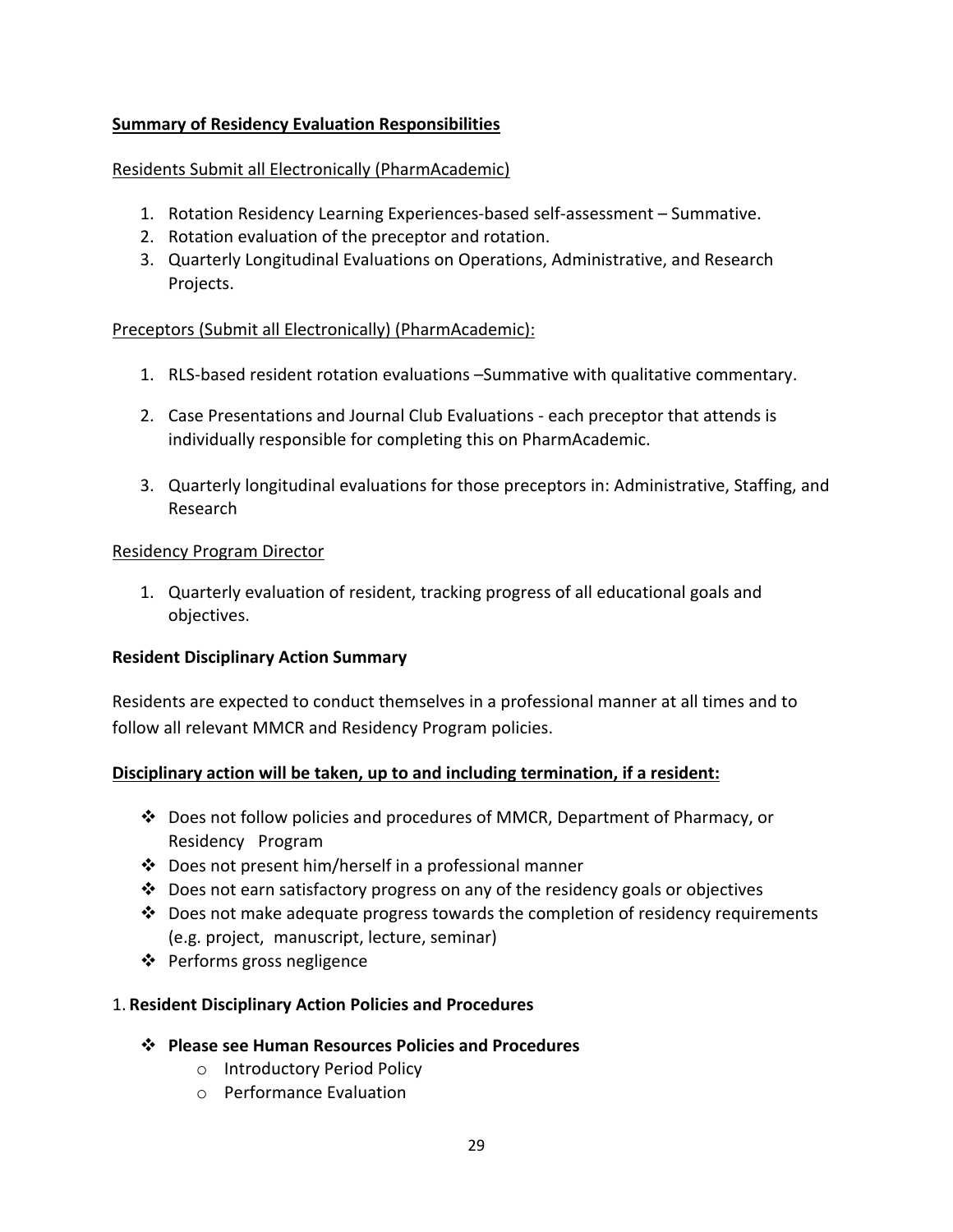**Summary of Residency Evaluation Responsibilities**

Residents Submit all Electronically (PharmAcademic)

1. Rotation Residency Learning Experiences-based self-assessment – Summative.
2. Rotation evaluation of the preceptor and rotation.
3. Quarterly Longitudinal Evaluations on Operations, Administrative, and Research Projects.

Preceptors (Submit all Electronically) (PharmAcademic):

1. RLS-based resident rotation evaluations –Summative with qualitative commentary.
2. Case Presentations and Journal Club Evaluations - each preceptor that attends is individually responsible for completing this on PharmAcademic.
3. Quarterly longitudinal evaluations for those preceptors in: Administrative, Staffing, and Research

Residency Program Director

1. Quarterly evaluation of resident, tracking progress of all educational goals and objectives.

**Resident Disciplinary Action Summary**

Residents are expected to conduct themselves in a professional manner at all times and to follow all relevant MMCR and Residency Program policies.

**Disciplinary action will be taken, up to and including termination, if a resident:**

- Does not follow policies and procedures of MMCR, Department of Pharmacy, or Residency Program
- Does not present him/herself in a professional manner
- Does not earn satisfactory progress on any of the residency goals or objectives
- Does not make adequate progress towards the completion of residency requirements (e.g. project, manuscript, lecture, seminar)
- Performs gross negligence

1. **Resident Disciplinary Action Policies and Procedures**

- **Please see Human Resources Policies and Procedures**
    - Introductory Period Policy
    - Performance Evaluation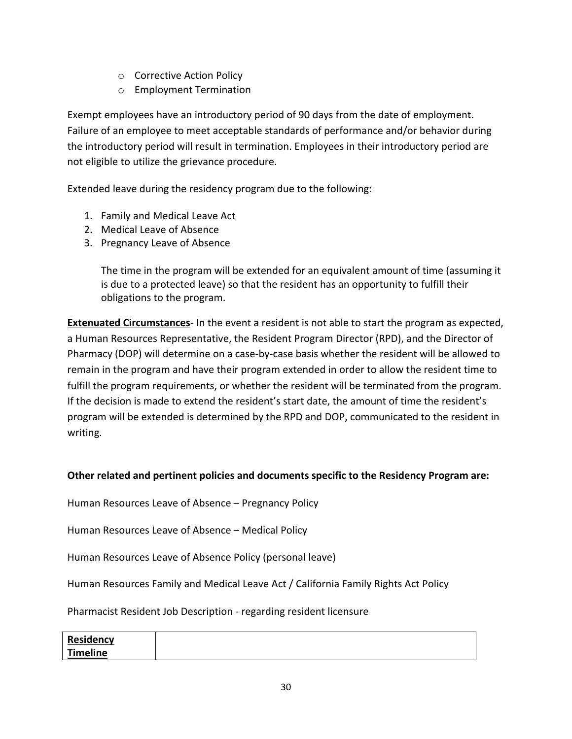- Corrective Action Policy
- Employment Termination

Exempt employees have an introductory period of 90 days from the date of employment. Failure of an employee to meet acceptable standards of performance and/or behavior during the introductory period will result in termination. Employees in their introductory period are not eligible to utilize the grievance procedure.

Extended leave during the residency program due to the following:

1. Family and Medical Leave Act
2. Medical Leave of Absence
3. Pregnancy Leave of Absence

   The time in the program will be extended for an equivalent amount of time (assuming it is due to a protected leave) so that the resident has an opportunity to fulfill their obligations to the program.

**Extenuated Circumstances**- In the event a resident is not able to start the program as expected, a Human Resources Representative, the Resident Program Director (RPD), and the Director of Pharmacy (DOP) will determine on a case-by-case basis whether the resident will be allowed to remain in the program and have their program extended in order to allow the resident time to fulfill the program requirements, or whether the resident will be terminated from the program. If the decision is made to extend the resident's start date, the amount of time the resident's program will be extended is determined by the RPD and DOP, communicated to the resident in writing.

**Other related and pertinent policies and documents specific to the Residency Program are:**

Human Resources Leave of Absence – Pregnancy Policy

Human Resources Leave of Absence – Medical Policy

Human Resources Leave of Absence Policy (personal leave)

Human Resources Family and Medical Leave Act / California Family Rights Act Policy

Pharmacist Resident Job Description - regarding resident licensure

| **Residency Timeline** | |
|---|---|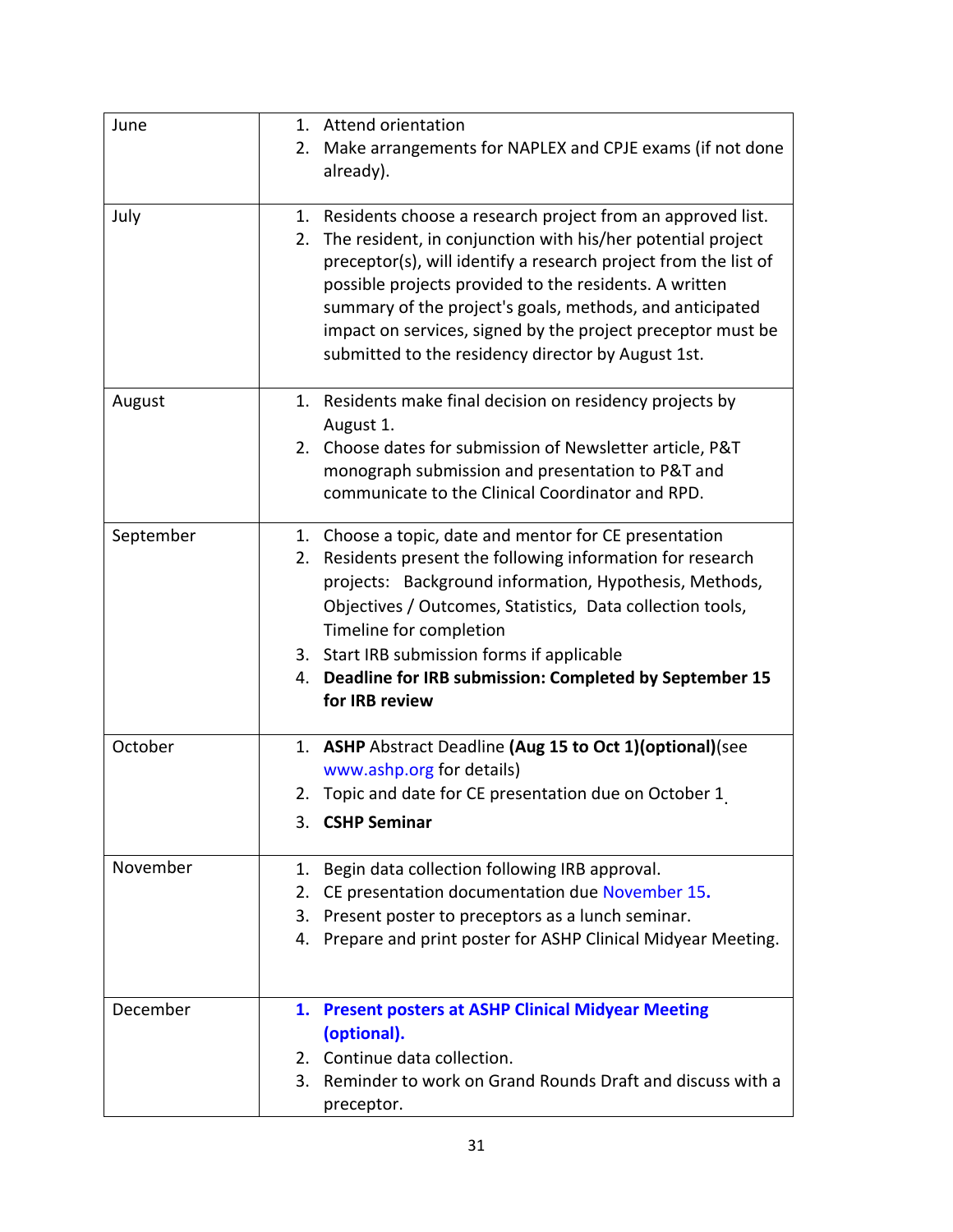| | |
|---|---|
| June | 1. Attend orientation<br>2. Make arrangements for NAPLEX and CPJE exams (if not done already). |
| July | 1. Residents choose a research project from an approved list.<br>2. The resident, in conjunction with his/her potential project preceptor(s), will identify a research project from the list of possible projects provided to the residents. A written summary of the project's goals, methods, and anticipated impact on services, signed by the project preceptor must be submitted to the residency director by August 1st. |
| August | 1. Residents make final decision on residency projects by August 1.<br>2. Choose dates for submission of Newsletter article, P&T monograph submission and presentation to P&T and communicate to the Clinical Coordinator and RPD. |
| September | 1. Choose a topic, date and mentor for CE presentation<br>2. Residents present the following information for research projects: Background information, Hypothesis, Methods, Objectives / Outcomes, Statistics, Data collection tools, Timeline for completion<br>3. Start IRB submission forms if applicable<br>4. **Deadline for IRB submission: Completed by September 15 for IRB review** |
| October | 1. **ASHP** Abstract Deadline **(Aug 15 to Oct 1)(optional)**(see www.ashp.org for details)<br>2. Topic and date for CE presentation due on October 1.<br>3. **CSHP Seminar** |
| November | 1. Begin data collection following IRB approval.<br>2. CE presentation documentation due November 15.<br>3. Present poster to preceptors as a lunch seminar.<br>4. Prepare and print poster for ASHP Clinical Midyear Meeting. |
| December | 1. **Present posters at ASHP Clinical Midyear Meeting (optional).**<br>2. Continue data collection.<br>3. Reminder to work on Grand Rounds Draft and discuss with a preceptor. |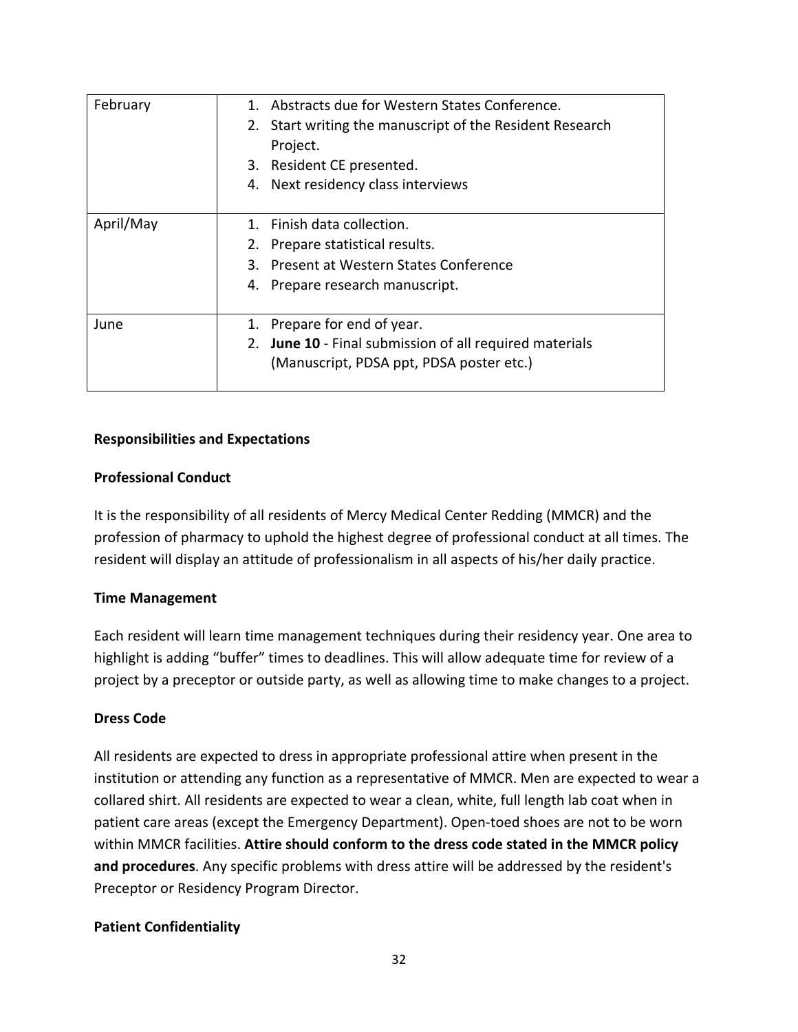| February | 1. Abstracts due for Western States Conference.<br>2. Start writing the manuscript of the Resident Research Project.<br>3. Resident CE presented.<br>4. Next residency class interviews |
|---|---|
| April/May | 1. Finish data collection.<br>2. Prepare statistical results.<br>3. Present at Western States Conference<br>4. Prepare research manuscript. |
| June | 1. Prepare for end of year.<br>2. **June 10** - Final submission of all required materials (Manuscript, PDSA ppt, PDSA poster etc.) |

**Responsibilities and Expectations**

**Professional Conduct**

It is the responsibility of all residents of Mercy Medical Center Redding (MMCR) and the profession of pharmacy to uphold the highest degree of professional conduct at all times. The resident will display an attitude of professionalism in all aspects of his/her daily practice.

**Time Management**

Each resident will learn time management techniques during their residency year. One area to highlight is adding "buffer" times to deadlines. This will allow adequate time for review of a project by a preceptor or outside party, as well as allowing time to make changes to a project.

**Dress Code**

All residents are expected to dress in appropriate professional attire when present in the institution or attending any function as a representative of MMCR. Men are expected to wear a collared shirt. All residents are expected to wear a clean, white, full length lab coat when in patient care areas (except the Emergency Department). Open-toed shoes are not to be worn within MMCR facilities. **Attire should conform to the dress code stated in the MMCR policy and procedures**. Any specific problems with dress attire will be addressed by the resident's Preceptor or Residency Program Director.

**Patient Confidentiality**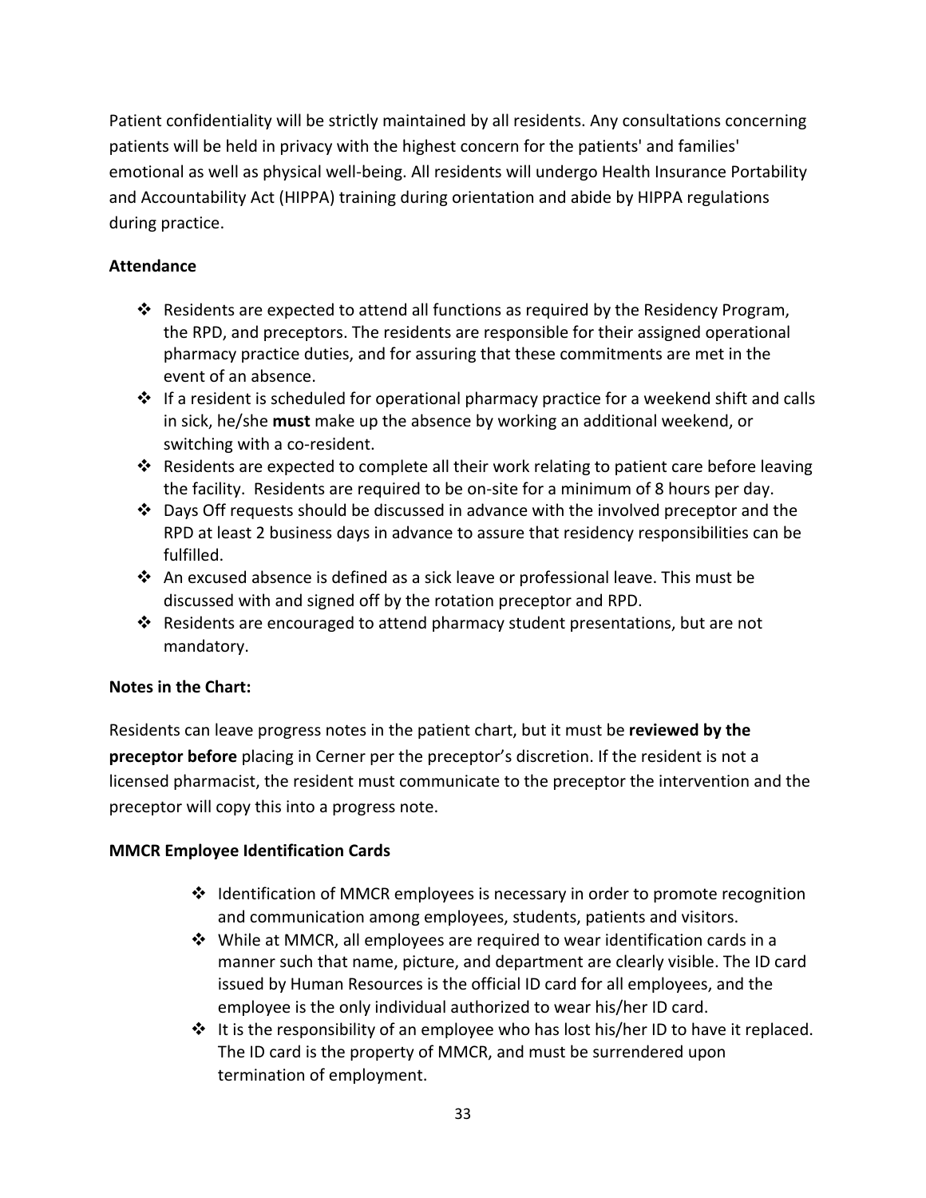Patient confidentiality will be strictly maintained by all residents. Any consultations concerning patients will be held in privacy with the highest concern for the patients' and families' emotional as well as physical well-being. All residents will undergo Health Insurance Portability and Accountability Act (HIPPA) training during orientation and abide by HIPPA regulations during practice.

**Attendance**

- Residents are expected to attend all functions as required by the Residency Program, the RPD, and preceptors. The residents are responsible for their assigned operational pharmacy practice duties, and for assuring that these commitments are met in the event of an absence.
- If a resident is scheduled for operational pharmacy practice for a weekend shift and calls in sick, he/she **must** make up the absence by working an additional weekend, or switching with a co-resident.
- Residents are expected to complete all their work relating to patient care before leaving the facility. Residents are required to be on-site for a minimum of 8 hours per day.
- Days Off requests should be discussed in advance with the involved preceptor and the RPD at least 2 business days in advance to assure that residency responsibilities can be fulfilled.
- An excused absence is defined as a sick leave or professional leave. This must be discussed with and signed off by the rotation preceptor and RPD.
- Residents are encouraged to attend pharmacy student presentations, but are not mandatory.

**Notes in the Chart:**

Residents can leave progress notes in the patient chart, but it must be **reviewed by the preceptor before** placing in Cerner per the preceptor's discretion. If the resident is not a licensed pharmacist, the resident must communicate to the preceptor the intervention and the preceptor will copy this into a progress note.

**MMCR Employee Identification Cards**

- Identification of MMCR employees is necessary in order to promote recognition and communication among employees, students, patients and visitors.
- While at MMCR, all employees are required to wear identification cards in a manner such that name, picture, and department are clearly visible. The ID card issued by Human Resources is the official ID card for all employees, and the employee is the only individual authorized to wear his/her ID card.
- It is the responsibility of an employee who has lost his/her ID to have it replaced. The ID card is the property of MMCR, and must be surrendered upon termination of employment.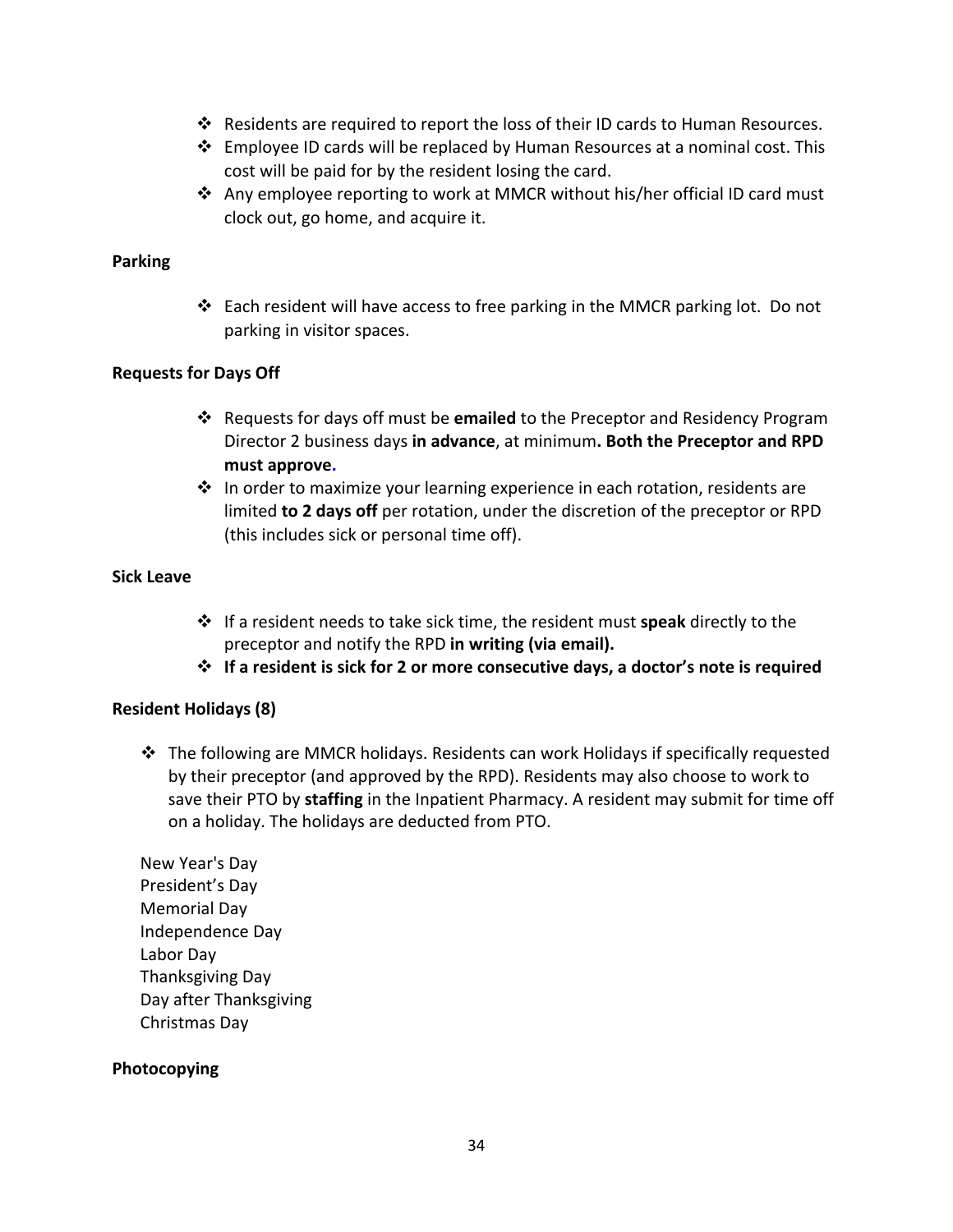- Residents are required to report the loss of their ID cards to Human Resources.
- Employee ID cards will be replaced by Human Resources at a nominal cost. This cost will be paid for by the resident losing the card.
- Any employee reporting to work at MMCR without his/her official ID card must clock out, go home, and acquire it.

**Parking**

- Each resident will have access to free parking in the MMCR parking lot. Do not parking in visitor spaces.

**Requests for Days Off**

- Requests for days off must be **emailed** to the Preceptor and Residency Program Director 2 business days **in advance**, at minimum**. Both the Preceptor and RPD must approve.**
- In order to maximize your learning experience in each rotation, residents are limited **to 2 days off** per rotation, under the discretion of the preceptor or RPD (this includes sick or personal time off).

**Sick Leave**

- If a resident needs to take sick time, the resident must **speak** directly to the preceptor and notify the RPD **in writing (via email).**
- **If a resident is sick for 2 or more consecutive days, a doctor's note is required**

**Resident Holidays (8)**

- The following are MMCR holidays. Residents can work Holidays if specifically requested by their preceptor (and approved by the RPD). Residents may also choose to work to save their PTO by **staffing** in the Inpatient Pharmacy. A resident may submit for time off on a holiday. The holidays are deducted from PTO.

New Year's Day
President's Day
Memorial Day
Independence Day
Labor Day
Thanksgiving Day
Day after Thanksgiving
Christmas Day

**Photocopying**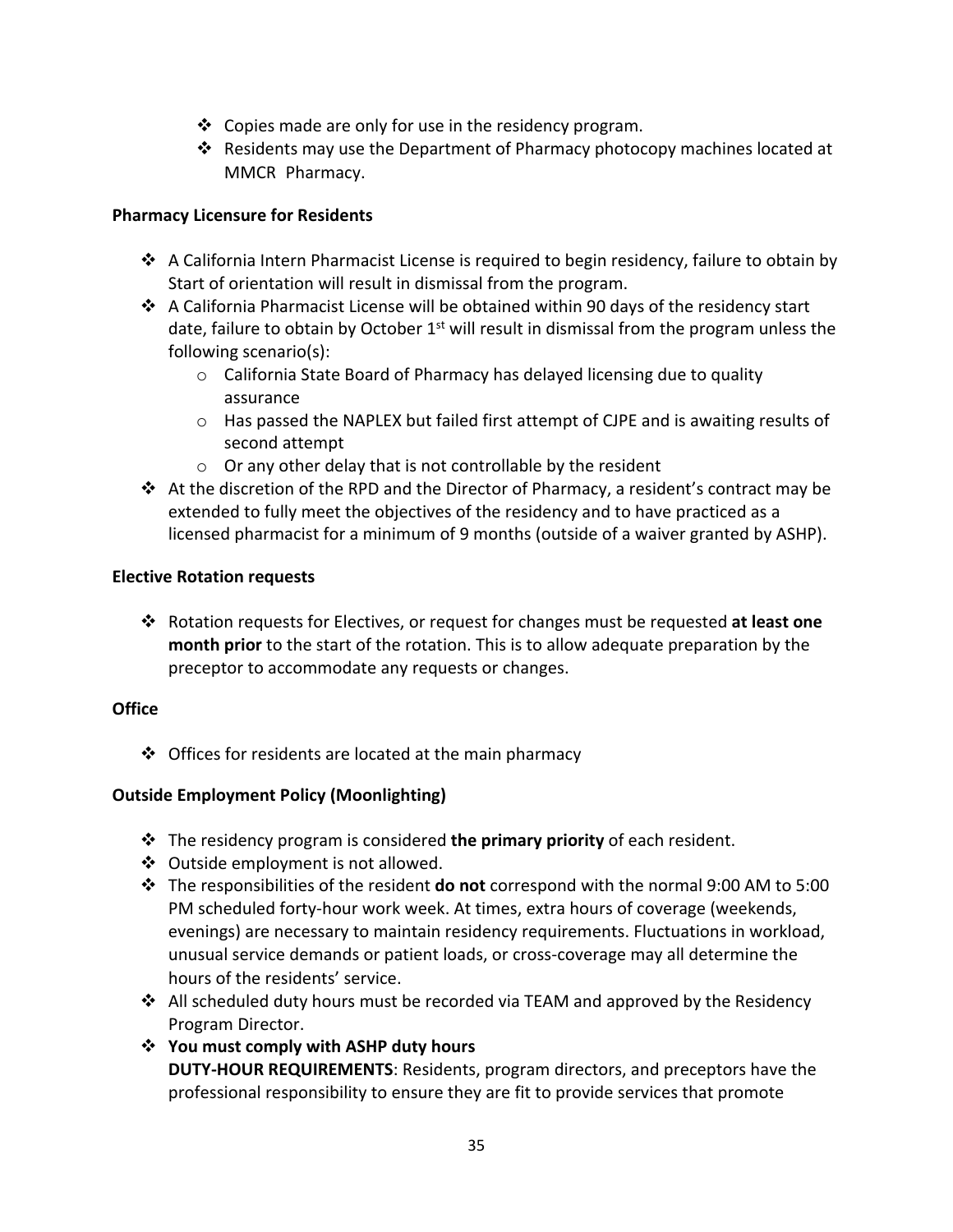- Copies made are only for use in the residency program.
- Residents may use the Department of Pharmacy photocopy machines located at MMCR Pharmacy.

**Pharmacy Licensure for Residents**

- A California Intern Pharmacist License is required to begin residency, failure to obtain by Start of orientation will result in dismissal from the program.
- A California Pharmacist License will be obtained within 90 days of the residency start date, failure to obtain by October 1st will result in dismissal from the program unless the following scenario(s):
  - California State Board of Pharmacy has delayed licensing due to quality assurance
  - Has passed the NAPLEX but failed first attempt of CJPE and is awaiting results of second attempt
  - Or any other delay that is not controllable by the resident
- At the discretion of the RPD and the Director of Pharmacy, a resident's contract may be extended to fully meet the objectives of the residency and to have practiced as a licensed pharmacist for a minimum of 9 months (outside of a waiver granted by ASHP).

**Elective Rotation requests**

- Rotation requests for Electives, or request for changes must be requested **at least one month prior** to the start of the rotation. This is to allow adequate preparation by the preceptor to accommodate any requests or changes.

**Office**

- Offices for residents are located at the main pharmacy

**Outside Employment Policy (Moonlighting)**

- The residency program is considered **the primary priority** of each resident.
- Outside employment is not allowed.
- The responsibilities of the resident **do not** correspond with the normal 9:00 AM to 5:00 PM scheduled forty-hour work week. At times, extra hours of coverage (weekends, evenings) are necessary to maintain residency requirements. Fluctuations in workload, unusual service demands or patient loads, or cross-coverage may all determine the hours of the residents' service.
- All scheduled duty hours must be recorded via TEAM and approved by the Residency Program Director.
- **You must comply with ASHP duty hours**
  **DUTY-HOUR REQUIREMENTS**: Residents, program directors, and preceptors have the professional responsibility to ensure they are fit to provide services that promote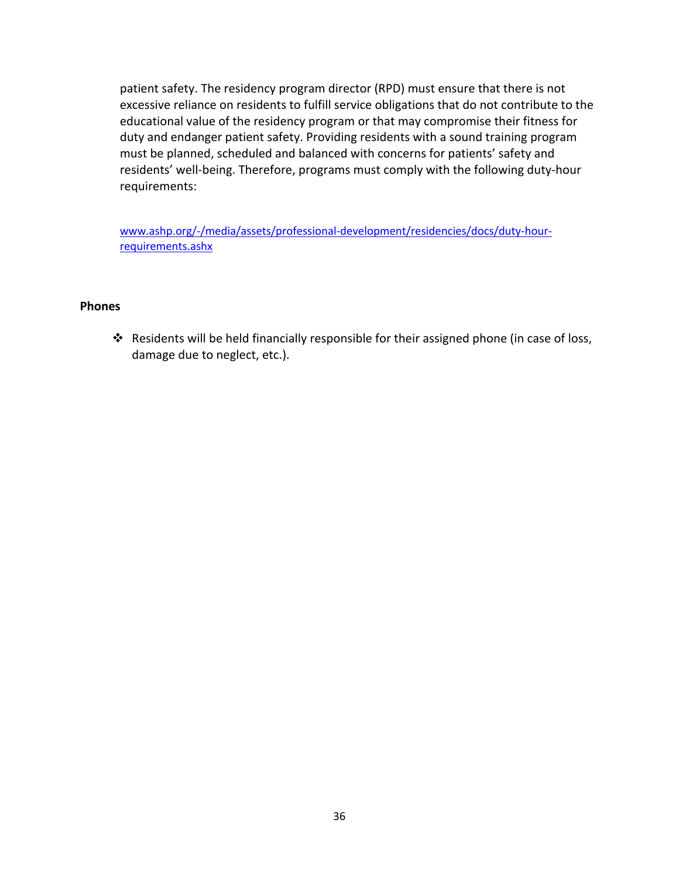patient safety. The residency program director (RPD) must ensure that there is not excessive reliance on residents to fulfill service obligations that do not contribute to the educational value of the residency program or that may compromise their fitness for duty and endanger patient safety. Providing residents with a sound training program must be planned, scheduled and balanced with concerns for patients' safety and residents' well-being. Therefore, programs must comply with the following duty-hour requirements:

[www.ashp.org/-/media/assets/professional-development/residencies/docs/duty-hour-requirements.ashx](www.ashp.org/-/media/assets/professional-development/residencies/docs/duty-hour-requirements.ashx)

**Phones**

- Residents will be held financially responsible for their assigned phone (in case of loss, damage due to neglect, etc.).